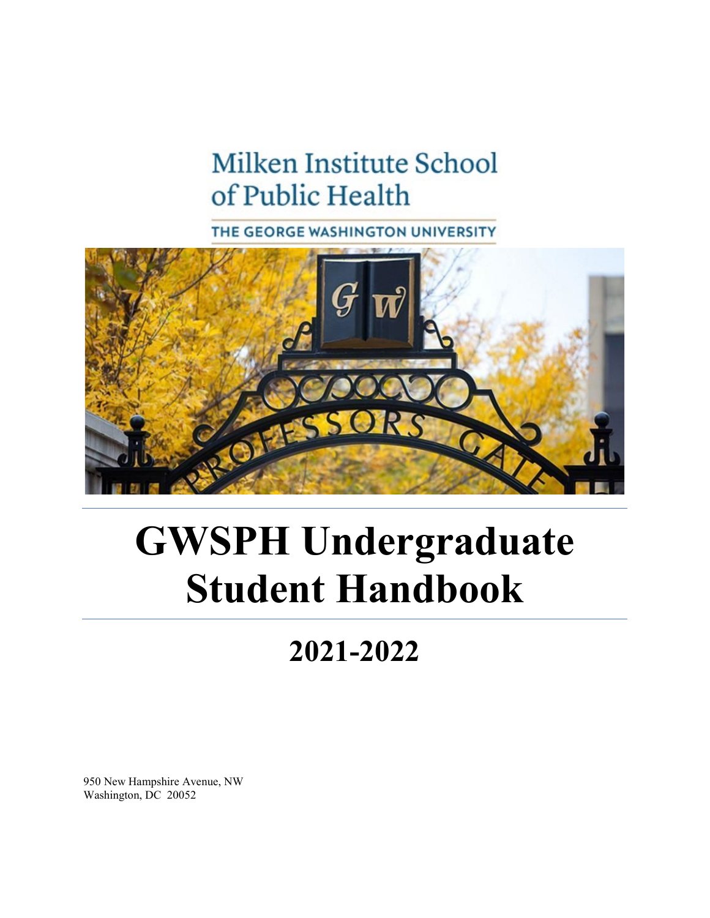Milken Institute School of Public Health

THE GEORGE WASHINGTON UNIVERSITY

# GWSPH Undergraduate Student Handbook

## 2021-2022

950 New Hampshire Avenue, NW
Washington, DC 20052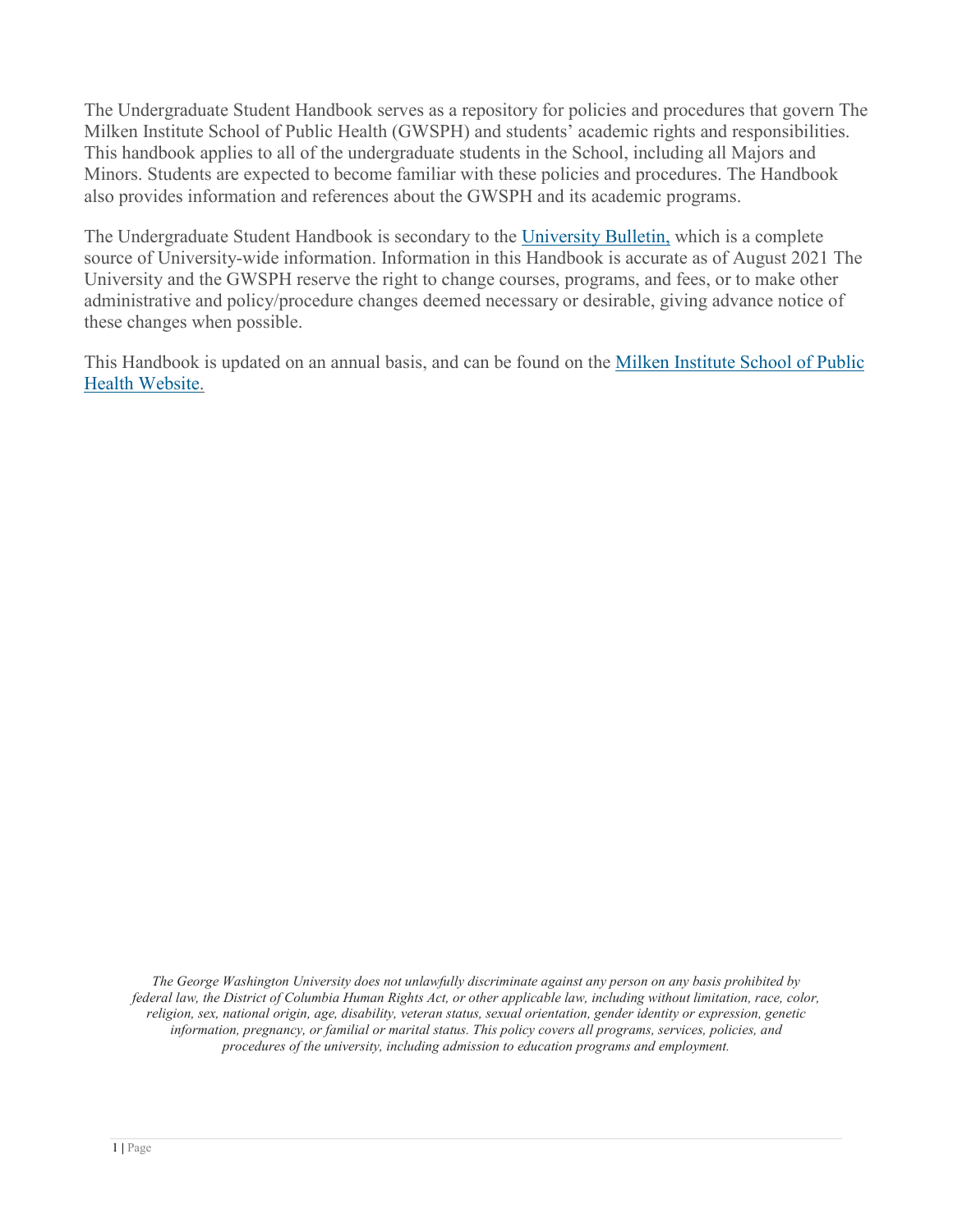The Undergraduate Student Handbook serves as a repository for policies and procedures that govern The Milken Institute School of Public Health (GWSPH) and students' academic rights and responsibilities. This handbook applies to all of the undergraduate students in the School, including all Majors and Minors. Students are expected to become familiar with these policies and procedures. The Handbook also provides information and references about the GWSPH and its academic programs.

The Undergraduate Student Handbook is secondary to the [University Bulletin,] which is a complete source of University-wide information. Information in this Handbook is accurate as of August 2021 The University and the GWSPH reserve the right to change courses, programs, and fees, or to make other administrative and policy/procedure changes deemed necessary or desirable, giving advance notice of these changes when possible.

This Handbook is updated on an annual basis, and can be found on the [Milken Institute School of Public Health Website.]

*The George Washington University does not unlawfully discriminate against any person on any basis prohibited by federal law, the District of Columbia Human Rights Act, or other applicable law, including without limitation, race, color, religion, sex, national origin, age, disability, veteran status, sexual orientation, gender identity or expression, genetic information, pregnancy, or familial or marital status. This policy covers all programs, services, policies, and procedures of the university, including admission to education programs and employment.*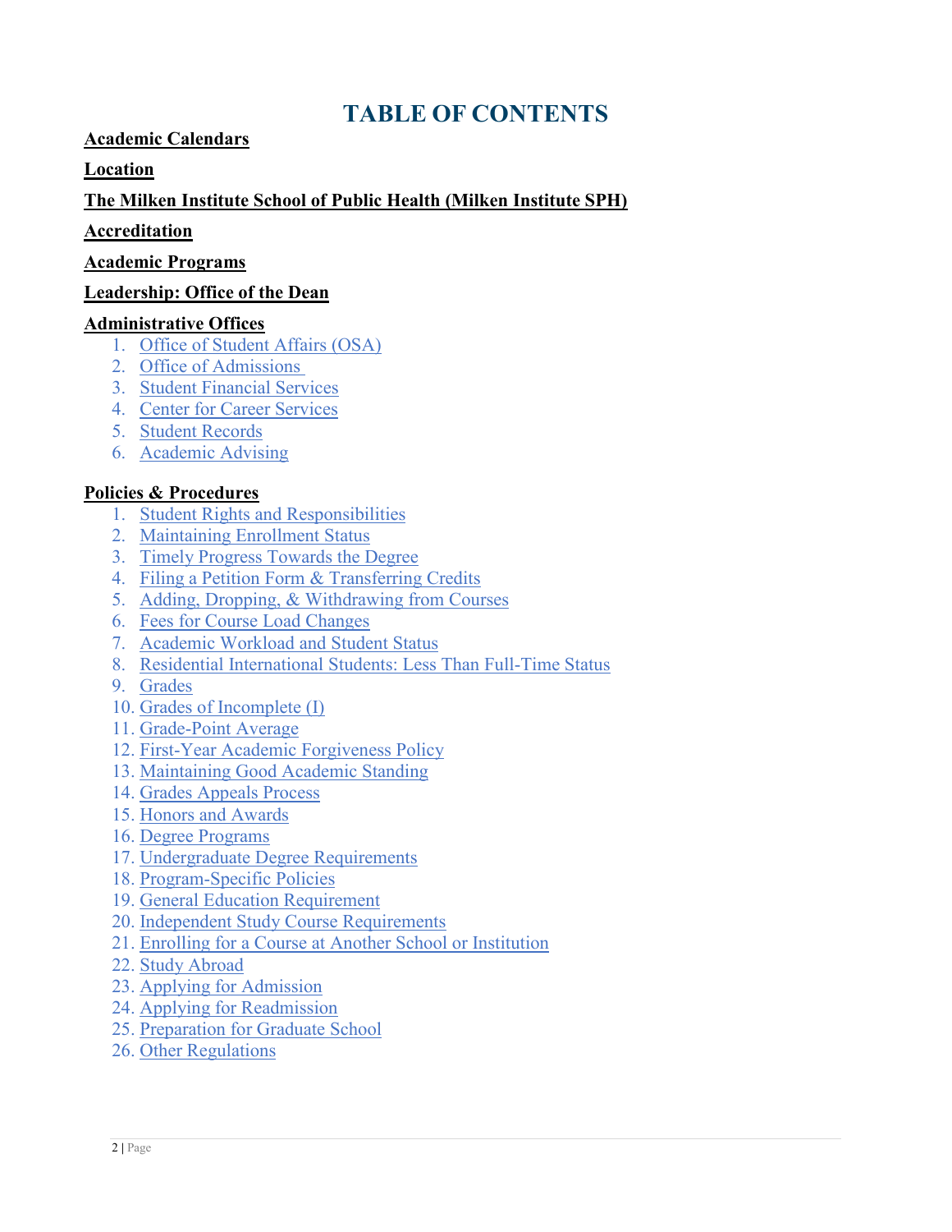# TABLE OF CONTENTS

**Academic Calendars**

**Location**

**The Milken Institute School of Public Health (Milken Institute SPH)**

**Accreditation**

**Academic Programs**

**Leadership: Office of the Dean**

**Administrative Offices**

1. Office of Student Affairs (OSA)
2. Office of Admissions
3. Student Financial Services
4. Center for Career Services
5. Student Records
6. Academic Advising

**Policies & Procedures**

1. Student Rights and Responsibilities
2. Maintaining Enrollment Status
3. Timely Progress Towards the Degree
4. Filing a Petition Form & Transferring Credits
5. Adding, Dropping, & Withdrawing from Courses
6. Fees for Course Load Changes
7. Academic Workload and Student Status
8. Residential International Students: Less Than Full-Time Status
9. Grades
10. Grades of Incomplete (I)
11. Grade-Point Average
12. First-Year Academic Forgiveness Policy
13. Maintaining Good Academic Standing
14. Grades Appeals Process
15. Honors and Awards
16. Degree Programs
17. Undergraduate Degree Requirements
18. Program-Specific Policies
19. General Education Requirement
20. Independent Study Course Requirements
21. Enrolling for a Course at Another School or Institution
22. Study Abroad
23. Applying for Admission
24. Applying for Readmission
25. Preparation for Graduate School
26. Other Regulations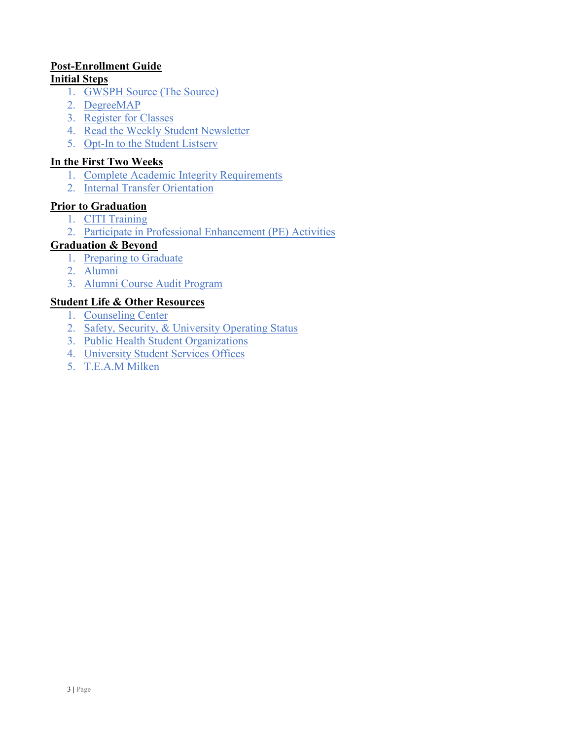# Post-Enrollment Guide

## Initial Steps

1. GWSPH Source (The Source)
2. DegreeMAP
3. Register for Classes
4. Read the Weekly Student Newsletter
5. Opt-In to the Student Listserv

## In the First Two Weeks

1. Complete Academic Integrity Requirements
2. Internal Transfer Orientation

## Prior to Graduation

1. CITI Training
2. Participate in Professional Enhancement (PE) Activities

## Graduation & Beyond

1. Preparing to Graduate
2. Alumni
3. Alumni Course Audit Program

## Student Life & Other Resources

1. Counseling Center
2. Safety, Security, & University Operating Status
3. Public Health Student Organizations
4. University Student Services Offices
5. T.E.A.M Milken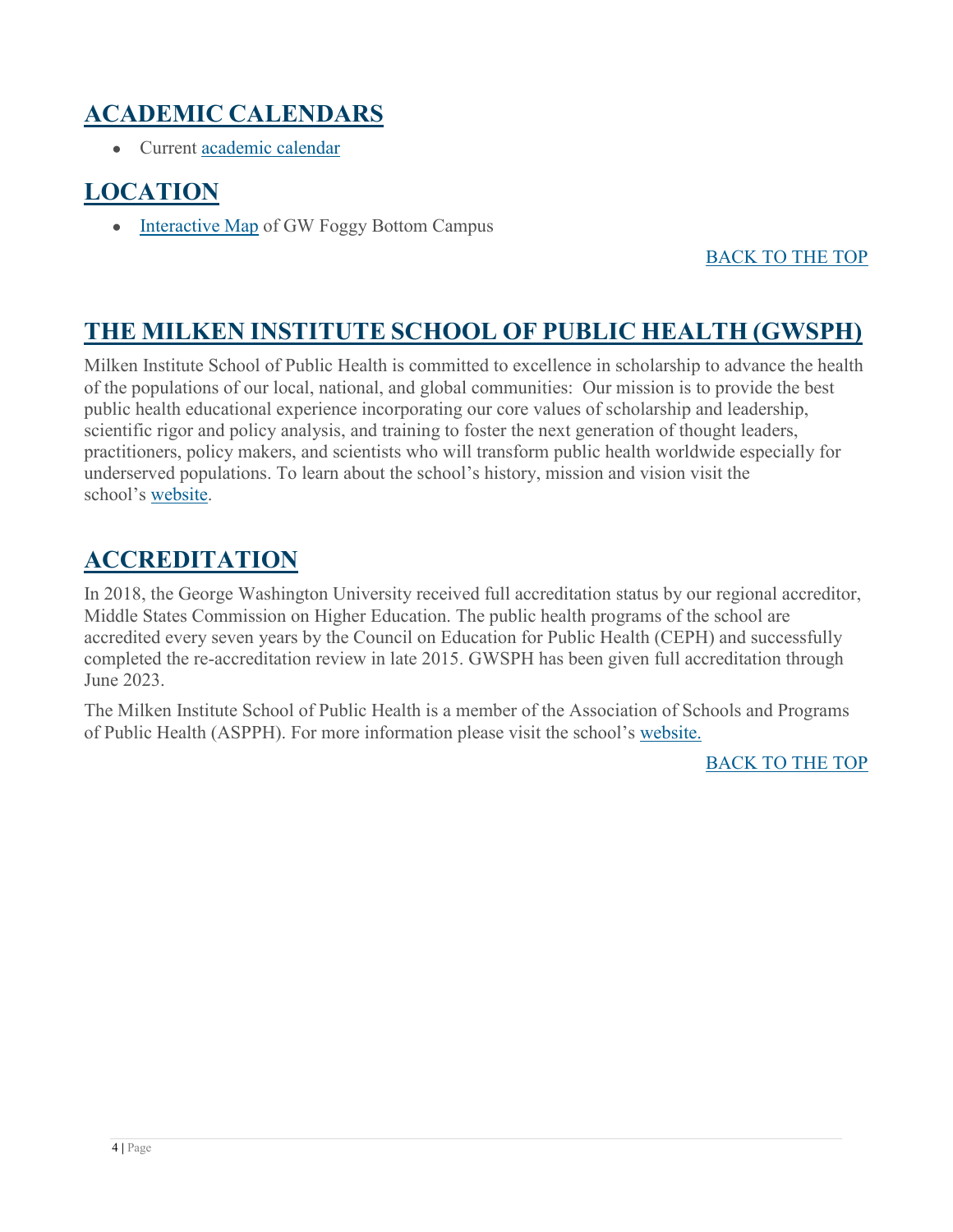## ACADEMIC CALENDARS

- Current academic calendar

## LOCATION

- Interactive Map of GW Foggy Bottom Campus

BACK TO THE TOP

## THE MILKEN INSTITUTE SCHOOL OF PUBLIC HEALTH (GWSPH)

Milken Institute School of Public Health is committed to excellence in scholarship to advance the health of the populations of our local, national, and global communities:  Our mission is to provide the best public health educational experience incorporating our core values of scholarship and leadership, scientific rigor and policy analysis, and training to foster the next generation of thought leaders, practitioners, policy makers, and scientists who will transform public health worldwide especially for underserved populations. To learn about the school's history, mission and vision visit the school's website.

## ACCREDITATION

In 2018, the George Washington University received full accreditation status by our regional accreditor, Middle States Commission on Higher Education. The public health programs of the school are accredited every seven years by the Council on Education for Public Health (CEPH) and successfully completed the re-accreditation review in late 2015. GWSPH has been given full accreditation through June 2023.

The Milken Institute School of Public Health is a member of the Association of Schools and Programs of Public Health (ASPPH). For more information please visit the school's website.

BACK TO THE TOP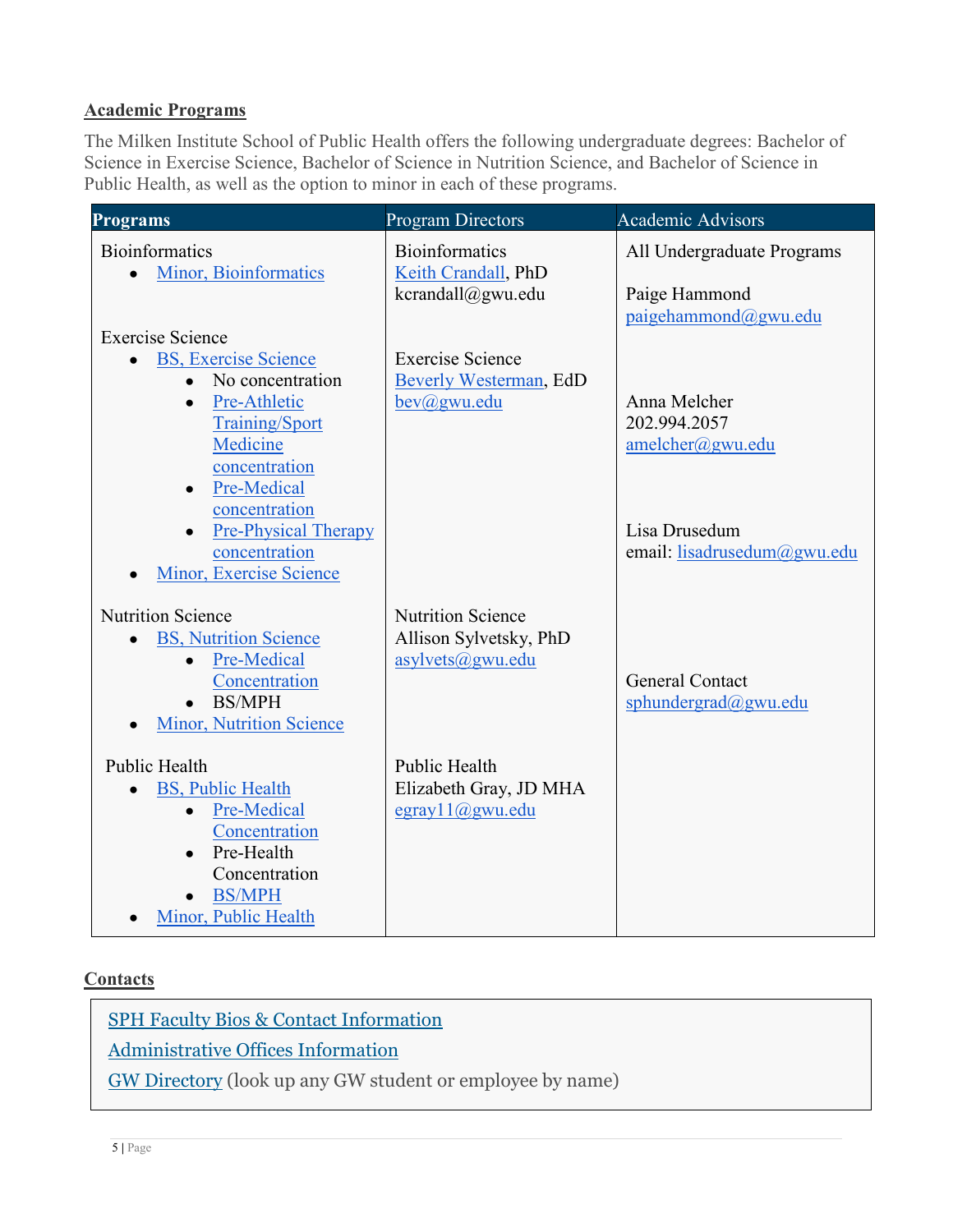**Academic Programs**

The Milken Institute School of Public Health offers the following undergraduate degrees: Bachelor of Science in Exercise Science, Bachelor of Science in Nutrition Science, and Bachelor of Science in Public Health, as well as the option to minor in each of these programs.

| Programs | Program Directors | Academic Advisors |
|---|---|---|
| Bioinformatics<br>• Minor, Bioinformatics | Bioinformatics<br>Keith Crandall, PhD<br>kcrandall@gwu.edu | All Undergraduate Programs<br><br>Paige Hammond<br>paigehammond@gwu.edu |
| Exercise Science<br>• BS, Exercise Science<br>  ◦ No concentration<br>  ◦ Pre-Athletic Training/Sport Medicine concentration<br>  ◦ Pre-Medical concentration<br>  ◦ Pre-Physical Therapy concentration<br>• Minor, Exercise Science | Exercise Science<br>Beverly Westerman, EdD<br>bev@gwu.edu | Anna Melcher<br>202.994.2057<br>amelcher@gwu.edu<br><br>Lisa Drusedum<br>email: lisadrusedum@gwu.edu |
| Nutrition Science<br>• BS, Nutrition Science<br>  ◦ Pre-Medical Concentration<br>  ◦ BS/MPH<br>• Minor, Nutrition Science | Nutrition Science<br>Allison Sylvetsky, PhD<br>asylvets@gwu.edu | General Contact<br>sphundergrad@gwu.edu |
| Public Health<br>• BS, Public Health<br>  ◦ Pre-Medical Concentration<br>  ◦ Pre-Health Concentration<br>  ◦ BS/MPH<br>• Minor, Public Health | Public Health<br>Elizabeth Gray, JD MHA<br>egray11@gwu.edu | |

**Contacts**

SPH Faculty Bios & Contact Information

Administrative Offices Information

GW Directory (look up any GW student or employee by name)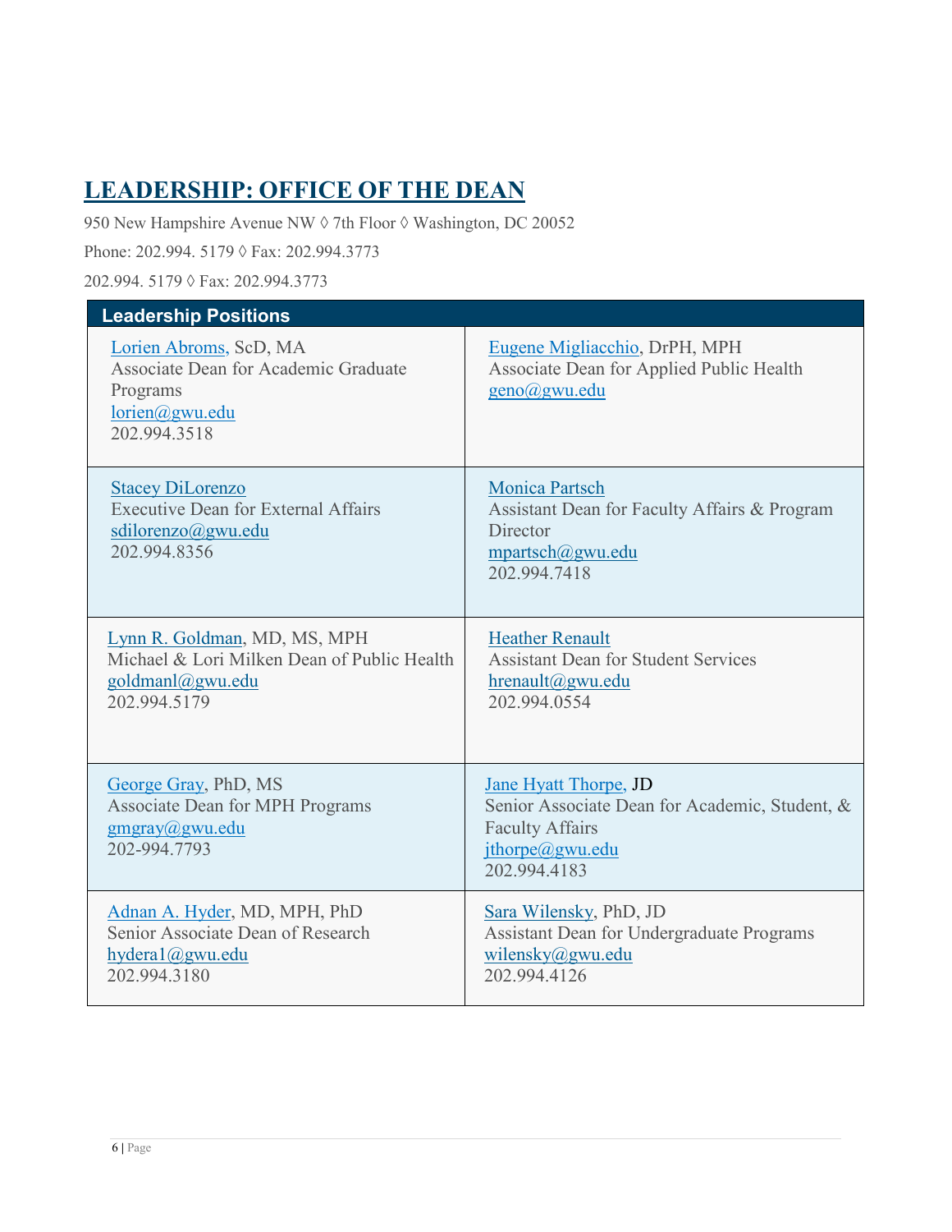# LEADERSHIP: OFFICE OF THE DEAN

950 New Hampshire Avenue NW ◊ 7th Floor ◊ Washington, DC 20052

Phone: 202.994. 5179 ◊ Fax: 202.994.3773

202.994. 5179 ◊ Fax: 202.994.3773

| Leadership Positions | |
|---|---|
| Lorien Abroms, ScD, MA<br>Associate Dean for Academic Graduate Programs<br>lorien@gwu.edu<br>202.994.3518 | Eugene Migliacchio, DrPH, MPH<br>Associate Dean for Applied Public Health<br>geno@gwu.edu |
| Stacey DiLorenzo<br>Executive Dean for External Affairs<br>sdilorenzo@gwu.edu<br>202.994.8356 | Monica Partsch<br>Assistant Dean for Faculty Affairs & Program Director<br>mpartsch@gwu.edu<br>202.994.7418 |
| Lynn R. Goldman, MD, MS, MPH<br>Michael & Lori Milken Dean of Public Health<br>goldmanl@gwu.edu<br>202.994.5179 | Heather Renault<br>Assistant Dean for Student Services<br>hrenault@gwu.edu<br>202.994.0554 |
| George Gray, PhD, MS<br>Associate Dean for MPH Programs<br>gmgray@gwu.edu<br>202-994.7793 | Jane Hyatt Thorpe, JD<br>Senior Associate Dean for Academic, Student, & Faculty Affairs<br>jthorpe@gwu.edu<br>202.994.4183 |
| Adnan A. Hyder, MD, MPH, PhD<br>Senior Associate Dean of Research<br>hydera1@gwu.edu<br>202.994.3180 | Sara Wilensky, PhD, JD<br>Assistant Dean for Undergraduate Programs<br>wilensky@gwu.edu<br>202.994.4126 |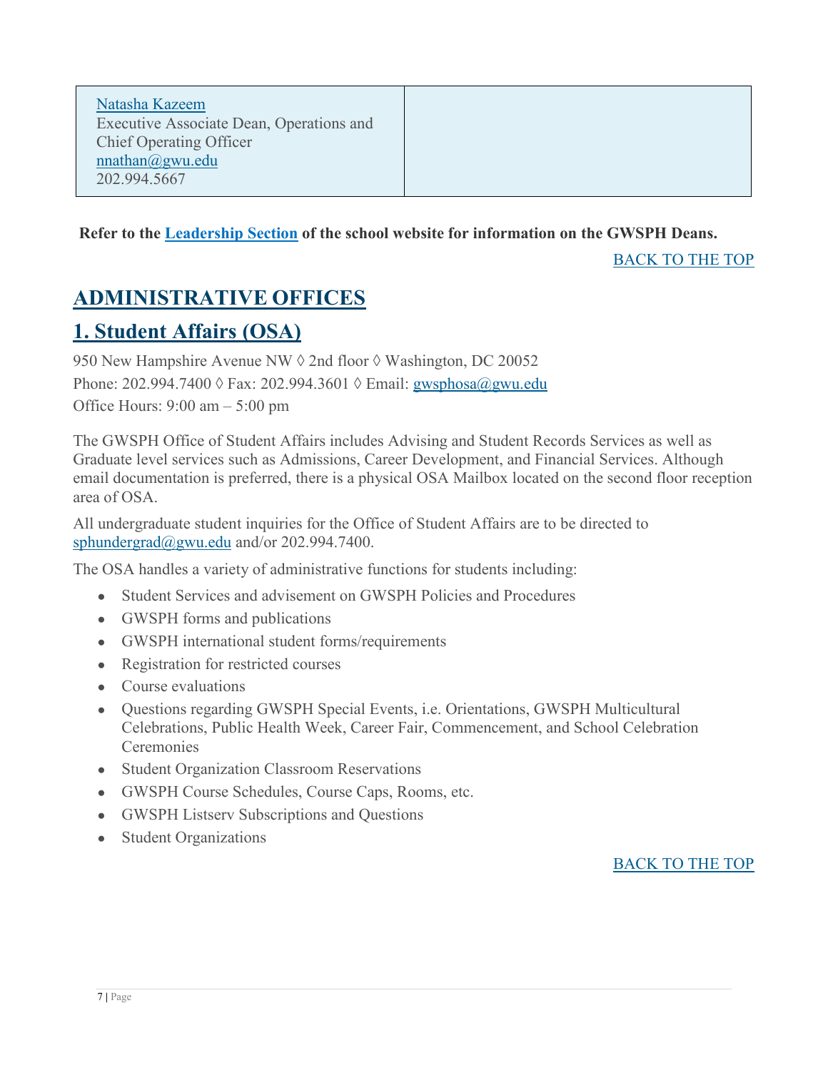| Natasha Kazeem<br>Executive Associate Dean, Operations and Chief Operating Officer<br>nnathan@gwu.edu<br>202.994.5667 | |
|---|---|

**Refer to the Leadership Section of the school website for information on the GWSPH Deans.**

BACK TO THE TOP

# ADMINISTRATIVE OFFICES

## 1. Student Affairs (OSA)

950 New Hampshire Avenue NW ◊ 2nd floor ◊ Washington, DC 20052

Phone: 202.994.7400 ◊ Fax: 202.994.3601 ◊ Email: gwsphosa@gwu.edu

Office Hours: 9:00 am – 5:00 pm

The GWSPH Office of Student Affairs includes Advising and Student Records Services as well as Graduate level services such as Admissions, Career Development, and Financial Services. Although email documentation is preferred, there is a physical OSA Mailbox located on the second floor reception area of OSA.

All undergraduate student inquiries for the Office of Student Affairs are to be directed to sphundergrad@gwu.edu and/or 202.994.7400.

The OSA handles a variety of administrative functions for students including:

- Student Services and advisement on GWSPH Policies and Procedures
- GWSPH forms and publications
- GWSPH international student forms/requirements
- Registration for restricted courses
- Course evaluations
- Questions regarding GWSPH Special Events, i.e. Orientations, GWSPH Multicultural Celebrations, Public Health Week, Career Fair, Commencement, and School Celebration Ceremonies
- Student Organization Classroom Reservations
- GWSPH Course Schedules, Course Caps, Rooms, etc.
- GWSPH Listserv Subscriptions and Questions
- Student Organizations

BACK TO THE TOP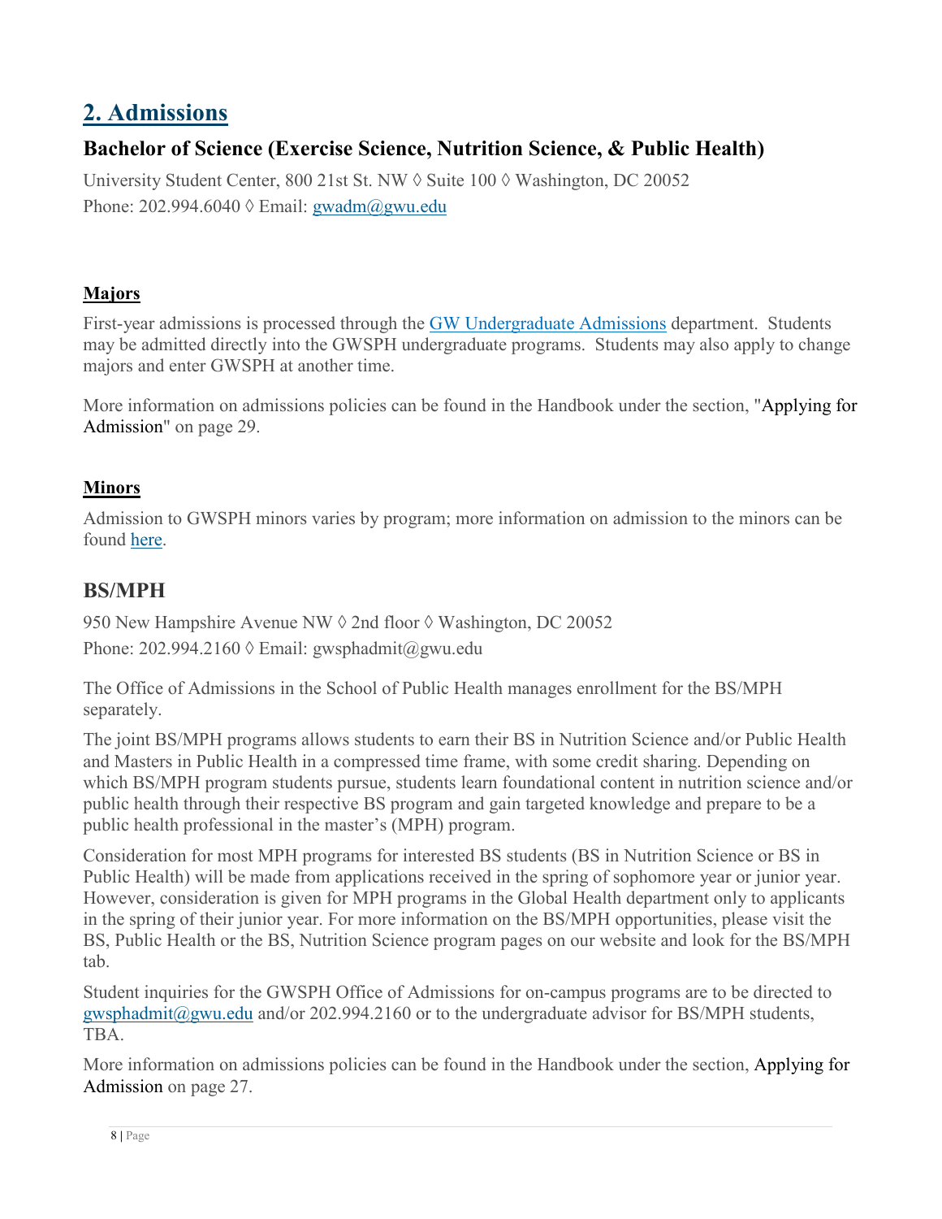# 2. Admissions

## Bachelor of Science (Exercise Science, Nutrition Science, & Public Health)

University Student Center, 800 21st St. NW ◊ Suite 100 ◊ Washington, DC 20052
Phone: 202.994.6040 ◊ Email: gwadm@gwu.edu

### Majors

First-year admissions is processed through the GW Undergraduate Admissions department. Students may be admitted directly into the GWSPH undergraduate programs. Students may also apply to change majors and enter GWSPH at another time.

More information on admissions policies can be found in the Handbook under the section, "Applying for Admission" on page 29.

### Minors

Admission to GWSPH minors varies by program; more information on admission to the minors can be found here.

## BS/MPH

950 New Hampshire Avenue NW ◊ 2nd floor ◊ Washington, DC 20052
Phone: 202.994.2160 ◊ Email: gwsphadmit@gwu.edu

The Office of Admissions in the School of Public Health manages enrollment for the BS/MPH separately.

The joint BS/MPH programs allows students to earn their BS in Nutrition Science and/or Public Health and Masters in Public Health in a compressed time frame, with some credit sharing. Depending on which BS/MPH program students pursue, students learn foundational content in nutrition science and/or public health through their respective BS program and gain targeted knowledge and prepare to be a public health professional in the master's (MPH) program.

Consideration for most MPH programs for interested BS students (BS in Nutrition Science or BS in Public Health) will be made from applications received in the spring of sophomore year or junior year. However, consideration is given for MPH programs in the Global Health department only to applicants in the spring of their junior year. For more information on the BS/MPH opportunities, please visit the BS, Public Health or the BS, Nutrition Science program pages on our website and look for the BS/MPH tab.

Student inquiries for the GWSPH Office of Admissions for on-campus programs are to be directed to gwsphadmit@gwu.edu and/or 202.994.2160 or to the undergraduate advisor for BS/MPH students, TBA.

More information on admissions policies can be found in the Handbook under the section, Applying for Admission on page 27.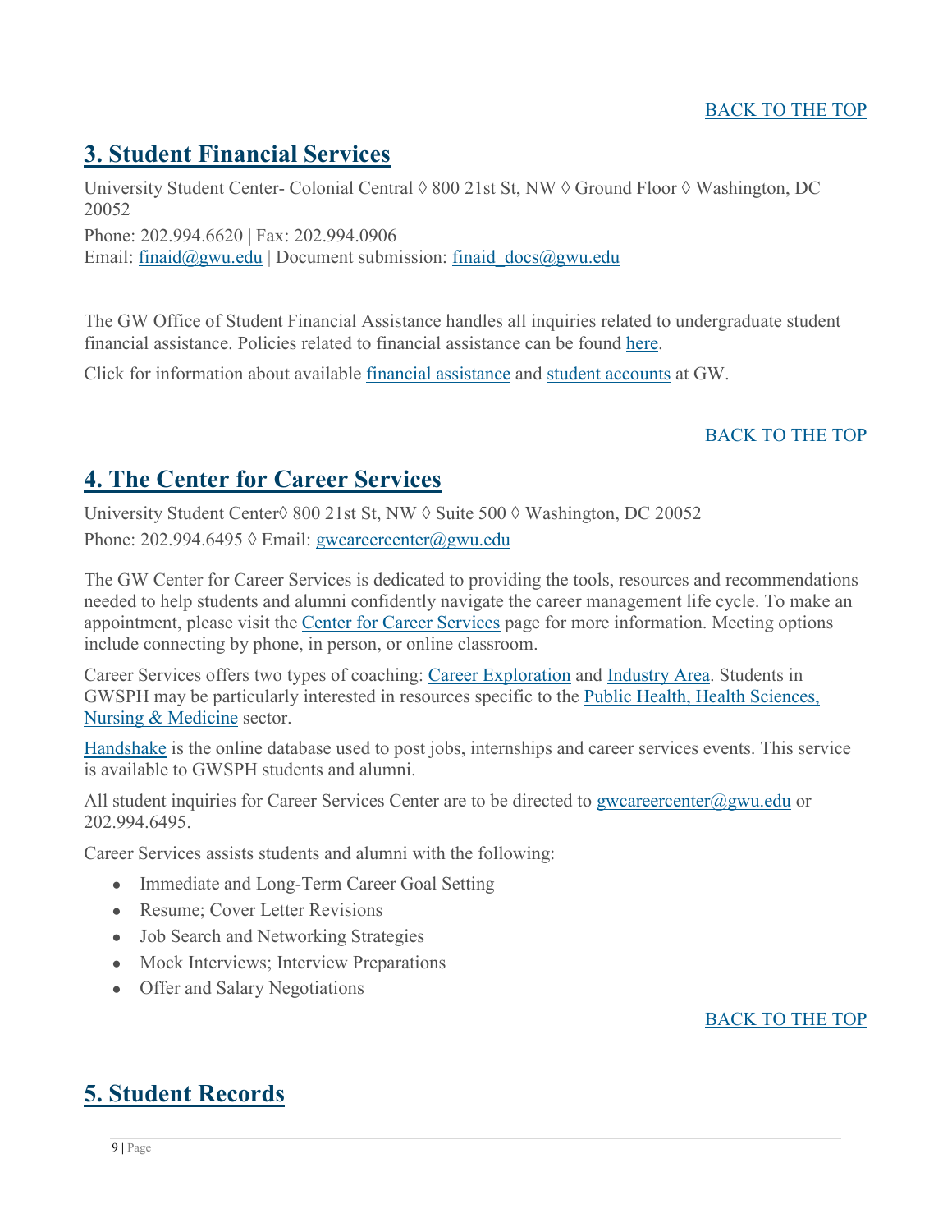BACK TO THE TOP

## 3. Student Financial Services

University Student Center- Colonial Central ◊ 800 21st St, NW ◊ Ground Floor ◊ Washington, DC 20052

Phone: 202.994.6620 | Fax: 202.994.0906
Email: finaid@gwu.edu | Document submission: finaid_docs@gwu.edu

The GW Office of Student Financial Assistance handles all inquiries related to undergraduate student financial assistance. Policies related to financial assistance can be found here.

Click for information about available financial assistance and student accounts at GW.

BACK TO THE TOP

## 4. The Center for Career Services

University Student Center◊ 800 21st St, NW ◊ Suite 500 ◊ Washington, DC 20052
Phone: 202.994.6495 ◊ Email: gwcareercenter@gwu.edu

The GW Center for Career Services is dedicated to providing the tools, resources and recommendations needed to help students and alumni confidently navigate the career management life cycle. To make an appointment, please visit the Center for Career Services page for more information. Meeting options include connecting by phone, in person, or online classroom.

Career Services offers two types of coaching: Career Exploration and Industry Area. Students in GWSPH may be particularly interested in resources specific to the Public Health, Health Sciences, Nursing & Medicine sector.

Handshake is the online database used to post jobs, internships and career services events. This service is available to GWSPH students and alumni.

All student inquiries for Career Services Center are to be directed to gwcareercenter@gwu.edu or 202.994.6495.

Career Services assists students and alumni with the following:

- Immediate and Long-Term Career Goal Setting
- Resume; Cover Letter Revisions
- Job Search and Networking Strategies
- Mock Interviews; Interview Preparations
- Offer and Salary Negotiations

BACK TO THE TOP

## 5. Student Records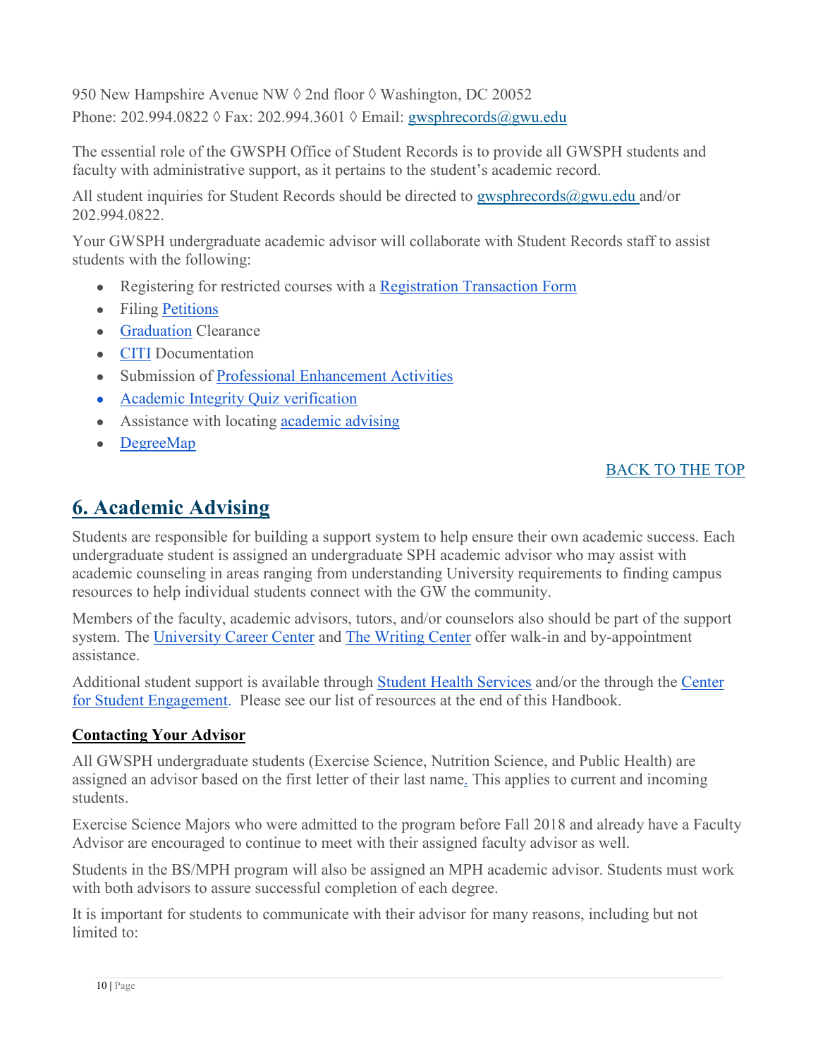950 New Hampshire Avenue NW ◊ 2nd floor ◊ Washington, DC 20052
Phone: 202.994.0822 ◊ Fax: 202.994.3601 ◊ Email: gwsphrecords@gwu.edu

The essential role of the GWSPH Office of Student Records is to provide all GWSPH students and faculty with administrative support, as it pertains to the student's academic record.

All student inquiries for Student Records should be directed to gwsphrecords@gwu.edu and/or 202.994.0822.

Your GWSPH undergraduate academic advisor will collaborate with Student Records staff to assist students with the following:

- Registering for restricted courses with a Registration Transaction Form
- Filing Petitions
- Graduation Clearance
- CITI Documentation
- Submission of Professional Enhancement Activities
- Academic Integrity Quiz verification
- Assistance with locating academic advising
- DegreeMap

BACK TO THE TOP

## 6. Academic Advising

Students are responsible for building a support system to help ensure their own academic success. Each undergraduate student is assigned an undergraduate SPH academic advisor who may assist with academic counseling in areas ranging from understanding University requirements to finding campus resources to help individual students connect with the GW the community.

Members of the faculty, academic advisors, tutors, and/or counselors also should be part of the support system. The University Career Center and The Writing Center offer walk-in and by-appointment assistance.

Additional student support is available through Student Health Services and/or the through the Center for Student Engagement. Please see our list of resources at the end of this Handbook.

### Contacting Your Advisor

All GWSPH undergraduate students (Exercise Science, Nutrition Science, and Public Health) are assigned an advisor based on the first letter of their last name. This applies to current and incoming students.

Exercise Science Majors who were admitted to the program before Fall 2018 and already have a Faculty Advisor are encouraged to continue to meet with their assigned faculty advisor as well.

Students in the BS/MPH program will also be assigned an MPH academic advisor. Students must work with both advisors to assure successful completion of each degree.

It is important for students to communicate with their advisor for many reasons, including but not limited to: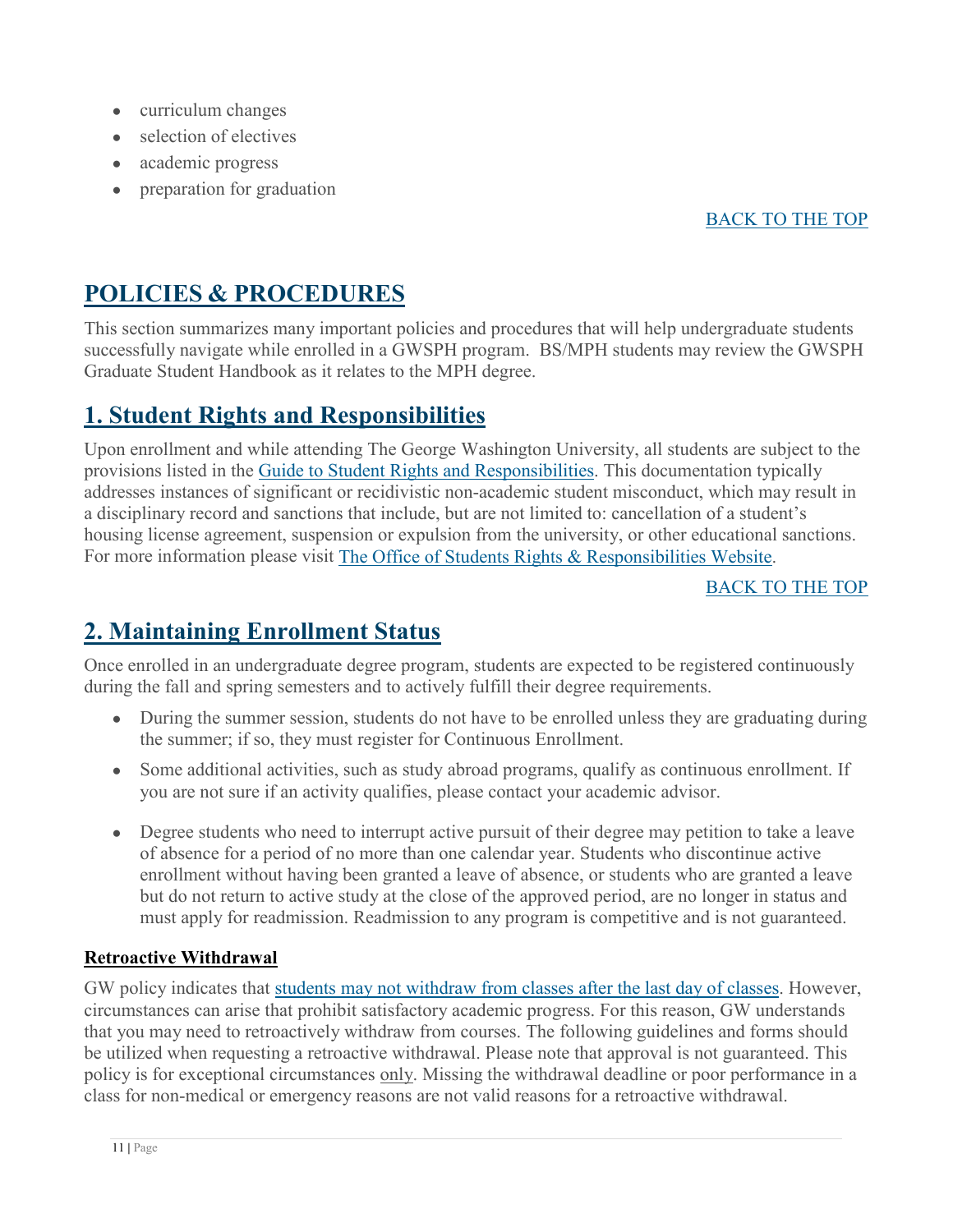- curriculum changes
- selection of electives
- academic progress
- preparation for graduation

BACK TO THE TOP

# POLICIES & PROCEDURES

This section summarizes many important policies and procedures that will help undergraduate students successfully navigate while enrolled in a GWSPH program. BS/MPH students may review the GWSPH Graduate Student Handbook as it relates to the MPH degree.

## 1. Student Rights and Responsibilities

Upon enrollment and while attending The George Washington University, all students are subject to the provisions listed in the Guide to Student Rights and Responsibilities. This documentation typically addresses instances of significant or recidivistic non-academic student misconduct, which may result in a disciplinary record and sanctions that include, but are not limited to: cancellation of a student's housing license agreement, suspension or expulsion from the university, or other educational sanctions. For more information please visit The Office of Students Rights & Responsibilities Website.

BACK TO THE TOP

## 2. Maintaining Enrollment Status

Once enrolled in an undergraduate degree program, students are expected to be registered continuously during the fall and spring semesters and to actively fulfill their degree requirements.

- During the summer session, students do not have to be enrolled unless they are graduating during the summer; if so, they must register for Continuous Enrollment.
- Some additional activities, such as study abroad programs, qualify as continuous enrollment. If you are not sure if an activity qualifies, please contact your academic advisor.
- Degree students who need to interrupt active pursuit of their degree may petition to take a leave of absence for a period of no more than one calendar year. Students who discontinue active enrollment without having been granted a leave of absence, or students who are granted a leave but do not return to active study at the close of the approved period, are no longer in status and must apply for readmission. Readmission to any program is competitive and is not guaranteed.

### Retroactive Withdrawal

GW policy indicates that students may not withdraw from classes after the last day of classes. However, circumstances can arise that prohibit satisfactory academic progress. For this reason, GW understands that you may need to retroactively withdraw from courses. The following guidelines and forms should be utilized when requesting a retroactive withdrawal. Please note that approval is not guaranteed. This policy is for exceptional circumstances only. Missing the withdrawal deadline or poor performance in a class for non-medical or emergency reasons are not valid reasons for a retroactive withdrawal.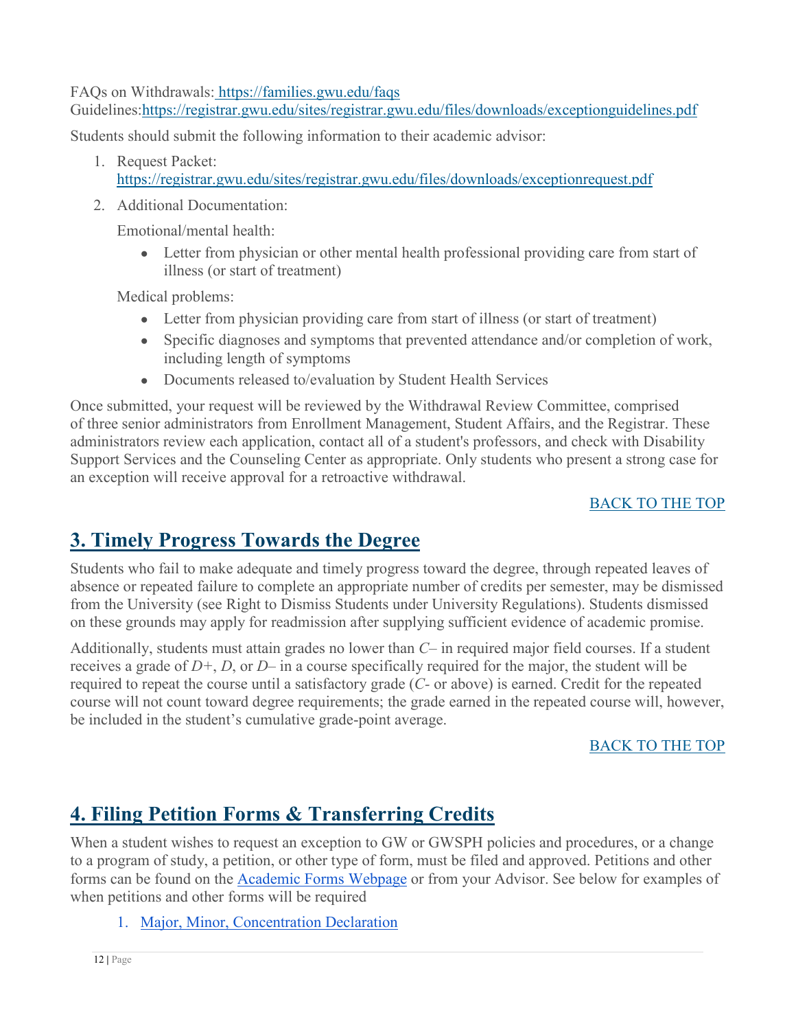FAQs on Withdrawals: https://families.gwu.edu/faqs
Guidelines:https://registrar.gwu.edu/sites/registrar.gwu.edu/files/downloads/exceptionguidelines.pdf

Students should submit the following information to their academic advisor:

1. Request Packet: https://registrar.gwu.edu/sites/registrar.gwu.edu/files/downloads/exceptionrequest.pdf
2. Additional Documentation:

   Emotional/mental health:

   - Letter from physician or other mental health professional providing care from start of illness (or start of treatment)

   Medical problems:

   - Letter from physician providing care from start of illness (or start of treatment)
   - Specific diagnoses and symptoms that prevented attendance and/or completion of work, including length of symptoms
   - Documents released to/evaluation by Student Health Services

Once submitted, your request will be reviewed by the Withdrawal Review Committee, comprised of three senior administrators from Enrollment Management, Student Affairs, and the Registrar. These administrators review each application, contact all of a student's professors, and check with Disability Support Services and the Counseling Center as appropriate. Only students who present a strong case for an exception will receive approval for a retroactive withdrawal.

BACK TO THE TOP

## 3. Timely Progress Towards the Degree

Students who fail to make adequate and timely progress toward the degree, through repeated leaves of absence or repeated failure to complete an appropriate number of credits per semester, may be dismissed from the University (see Right to Dismiss Students under University Regulations). Students dismissed on these grounds may apply for readmission after supplying sufficient evidence of academic promise.

Additionally, students must attain grades no lower than *C*– in required major field courses. If a student receives a grade of *D+*, *D*, or *D*– in a course specifically required for the major, the student will be required to repeat the course until a satisfactory grade (*C*- or above) is earned. Credit for the repeated course will not count toward degree requirements; the grade earned in the repeated course will, however, be included in the student's cumulative grade-point average.

BACK TO THE TOP

## 4. Filing Petition Forms & Transferring Credits

When a student wishes to request an exception to GW or GWSPH policies and procedures, or a change to a program of study, a petition, or other type of form, must be filed and approved. Petitions and other forms can be found on the Academic Forms Webpage or from your Advisor. See below for examples of when petitions and other forms will be required

1. Major, Minor, Concentration Declaration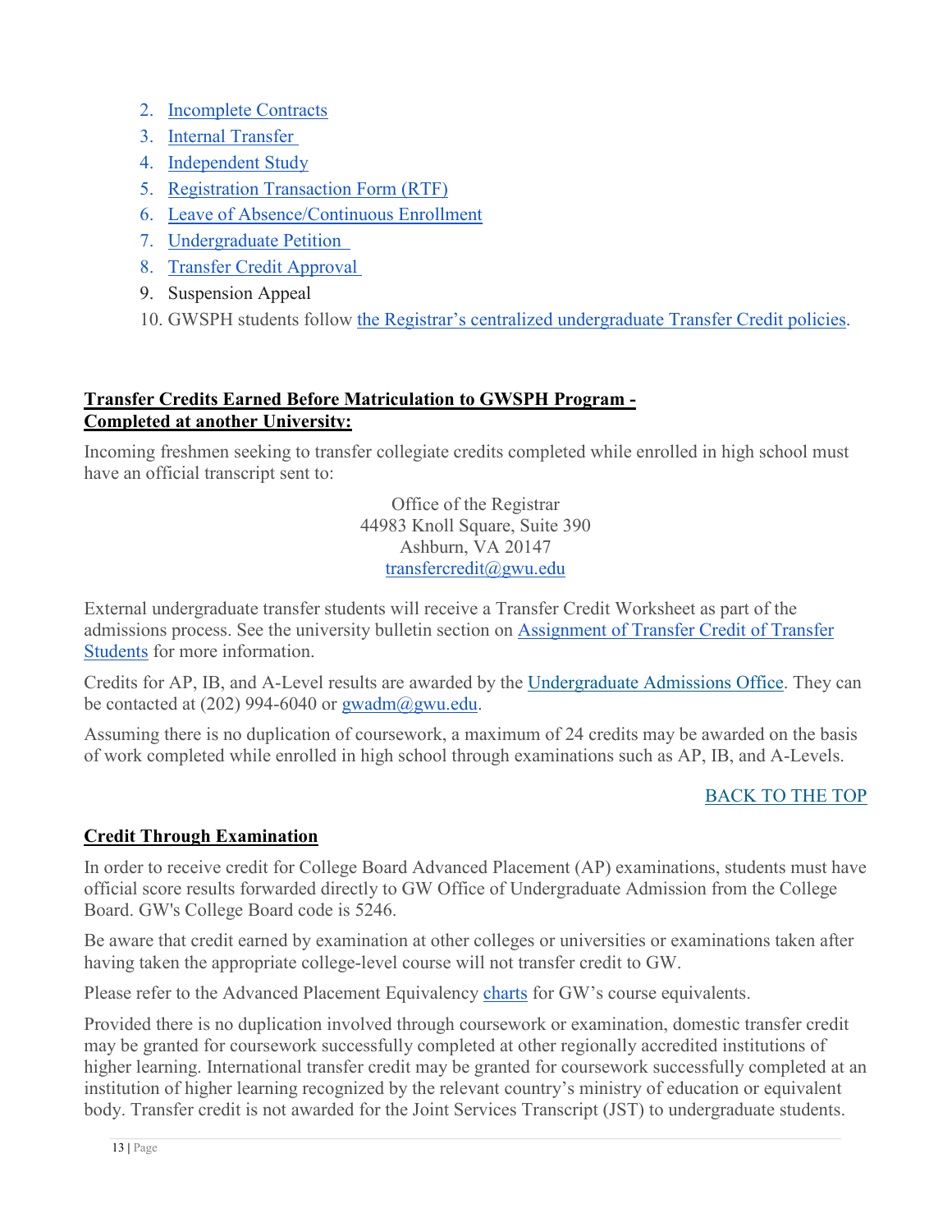2. Incomplete Contracts
3. Internal Transfer
4. Independent Study
5. Registration Transaction Form (RTF)
6. Leave of Absence/Continuous Enrollment
7. Undergraduate Petition
8. Transfer Credit Approval
9. Suspension Appeal
10. GWSPH students follow the Registrar's centralized undergraduate Transfer Credit policies.

## Transfer Credits Earned Before Matriculation to GWSPH Program - Completed at another University:

Incoming freshmen seeking to transfer collegiate credits completed while enrolled in high school must have an official transcript sent to:

Office of the Registrar
44983 Knoll Square, Suite 390
Ashburn, VA 20147
transfercredit@gwu.edu

External undergraduate transfer students will receive a Transfer Credit Worksheet as part of the admissions process. See the university bulletin section on Assignment of Transfer Credit of Transfer Students for more information.

Credits for AP, IB, and A-Level results are awarded by the Undergraduate Admissions Office. They can be contacted at (202) 994-6040 or gwadm@gwu.edu.

Assuming there is no duplication of coursework, a maximum of 24 credits may be awarded on the basis of work completed while enrolled in high school through examinations such as AP, IB, and A-Levels.

BACK TO THE TOP

## Credit Through Examination

In order to receive credit for College Board Advanced Placement (AP) examinations, students must have official score results forwarded directly to GW Office of Undergraduate Admission from the College Board. GW's College Board code is 5246.

Be aware that credit earned by examination at other colleges or universities or examinations taken after having taken the appropriate college-level course will not transfer credit to GW.

Please refer to the Advanced Placement Equivalency charts for GW's course equivalents.

Provided there is no duplication involved through coursework or examination, domestic transfer credit may be granted for coursework successfully completed at other regionally accredited institutions of higher learning. International transfer credit may be granted for coursework successfully completed at an institution of higher learning recognized by the relevant country's ministry of education or equivalent body. Transfer credit is not awarded for the Joint Services Transcript (JST) to undergraduate students.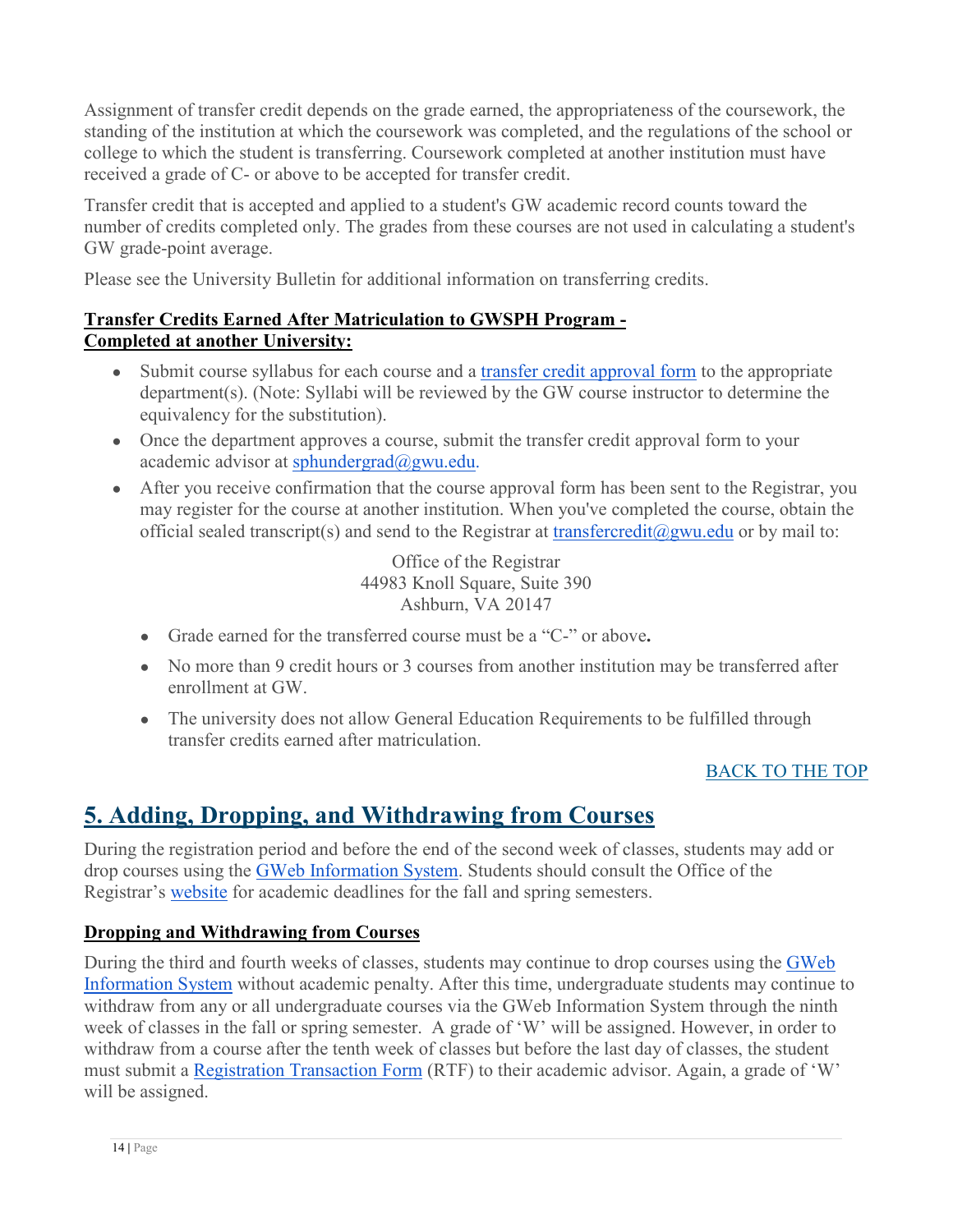Assignment of transfer credit depends on the grade earned, the appropriateness of the coursework, the standing of the institution at which the coursework was completed, and the regulations of the school or college to which the student is transferring. Coursework completed at another institution must have received a grade of C- or above to be accepted for transfer credit.

Transfer credit that is accepted and applied to a student's GW academic record counts toward the number of credits completed only. The grades from these courses are not used in calculating a student's GW grade-point average.

Please see the University Bulletin for additional information on transferring credits.

**Transfer Credits Earned After Matriculation to GWSPH Program - Completed at another University:**

- Submit course syllabus for each course and a transfer credit approval form to the appropriate department(s). (Note: Syllabi will be reviewed by the GW course instructor to determine the equivalency for the substitution).
- Once the department approves a course, submit the transfer credit approval form to your academic advisor at sphundergrad@gwu.edu.
- After you receive confirmation that the course approval form has been sent to the Registrar, you may register for the course at another institution. When you've completed the course, obtain the official sealed transcript(s) and send to the Registrar at transfercredit@gwu.edu or by mail to:

  Office of the Registrar
  44983 Knoll Square, Suite 390
  Ashburn, VA 20147

  - Grade earned for the transferred course must be a "C-" or above**.**
  - No more than 9 credit hours or 3 courses from another institution may be transferred after enrollment at GW.
  - The university does not allow General Education Requirements to be fulfilled through transfer credits earned after matriculation.

BACK TO THE TOP

## 5. Adding, Dropping, and Withdrawing from Courses

During the registration period and before the end of the second week of classes, students may add or drop courses using the GWeb Information System. Students should consult the Office of the Registrar's website for academic deadlines for the fall and spring semesters.

**Dropping and Withdrawing from Courses**

During the third and fourth weeks of classes, students may continue to drop courses using the GWeb Information System without academic penalty. After this time, undergraduate students may continue to withdraw from any or all undergraduate courses via the GWeb Information System through the ninth week of classes in the fall or spring semester. A grade of 'W' will be assigned. However, in order to withdraw from a course after the tenth week of classes but before the last day of classes, the student must submit a Registration Transaction Form (RTF) to their academic advisor. Again, a grade of 'W' will be assigned.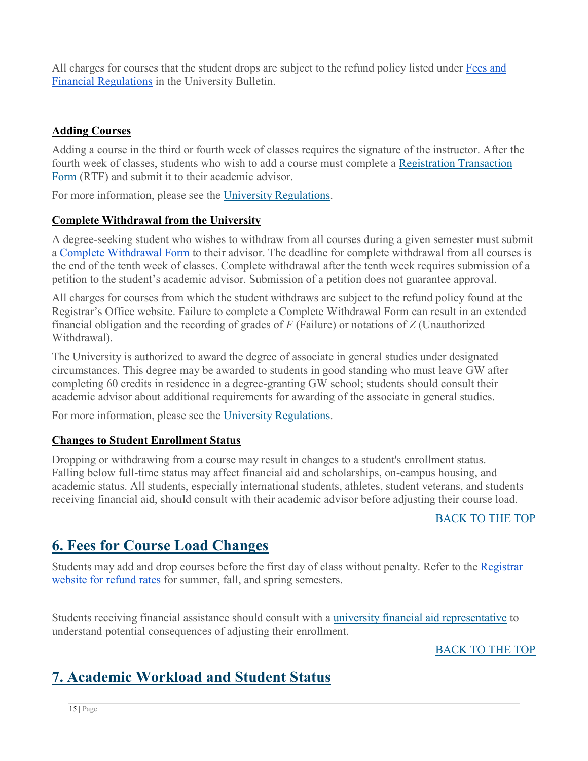All charges for courses that the student drops are subject to the refund policy listed under [Fees and Financial Regulations] in the University Bulletin.

### Adding Courses

Adding a course in the third or fourth week of classes requires the signature of the instructor. After the fourth week of classes, students who wish to add a course must complete a [Registration Transaction Form] (RTF) and submit it to their academic advisor.

For more information, please see the [University Regulations].

### Complete Withdrawal from the University

A degree-seeking student who wishes to withdraw from all courses during a given semester must submit a [Complete Withdrawal Form] to their advisor. The deadline for complete withdrawal from all courses is the end of the tenth week of classes. Complete withdrawal after the tenth week requires submission of a petition to the student's academic advisor. Submission of a petition does not guarantee approval.

All charges for courses from which the student withdraws are subject to the refund policy found at the Registrar's Office website. Failure to complete a Complete Withdrawal Form can result in an extended financial obligation and the recording of grades of *F* (Failure) or notations of *Z* (Unauthorized Withdrawal).

The University is authorized to award the degree of associate in general studies under designated circumstances. This degree may be awarded to students in good standing who must leave GW after completing 60 credits in residence in a degree-granting GW school; students should consult their academic advisor about additional requirements for awarding of the associate in general studies.

For more information, please see the [University Regulations].

### Changes to Student Enrollment Status

Dropping or withdrawing from a course may result in changes to a student's enrollment status. Falling below full-time status may affect financial aid and scholarships, on-campus housing, and academic status. All students, especially international students, athletes, student veterans, and students receiving financial aid, should consult with their academic advisor before adjusting their course load.

BACK TO THE TOP

## 6. Fees for Course Load Changes

Students may add and drop courses before the first day of class without penalty. Refer to the [Registrar website for refund rates] for summer, fall, and spring semesters.

Students receiving financial assistance should consult with a [university financial aid representative] to understand potential consequences of adjusting their enrollment.

BACK TO THE TOP

## 7. Academic Workload and Student Status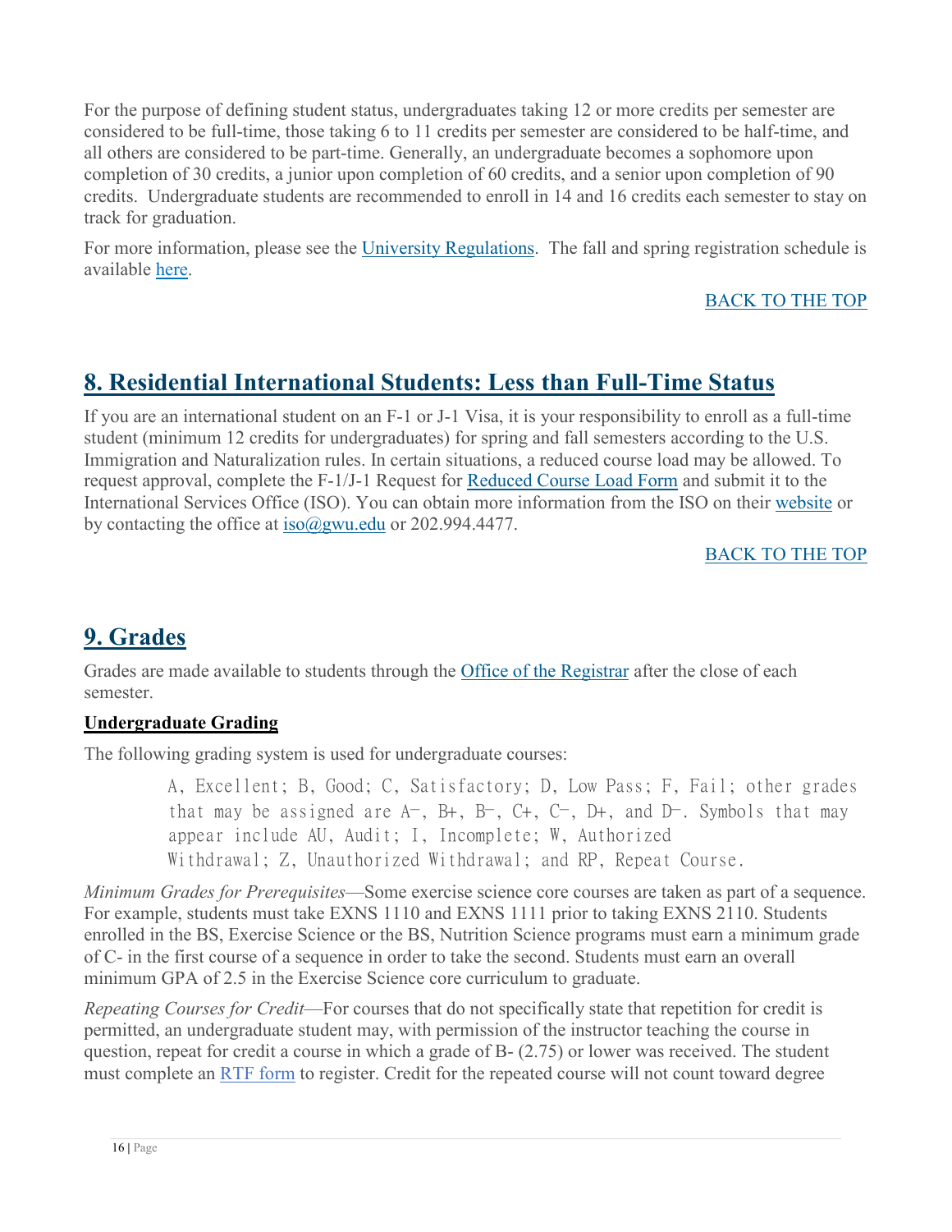For the purpose of defining student status, undergraduates taking 12 or more credits per semester are considered to be full-time, those taking 6 to 11 credits per semester are considered to be half-time, and all others are considered to be part-time. Generally, an undergraduate becomes a sophomore upon completion of 30 credits, a junior upon completion of 60 credits, and a senior upon completion of 90 credits. Undergraduate students are recommended to enroll in 14 and 16 credits each semester to stay on track for graduation.

For more information, please see the University Regulations. The fall and spring registration schedule is available here.

BACK TO THE TOP

## 8. Residential International Students: Less than Full-Time Status

If you are an international student on an F-1 or J-1 Visa, it is your responsibility to enroll as a full-time student (minimum 12 credits for undergraduates) for spring and fall semesters according to the U.S. Immigration and Naturalization rules. In certain situations, a reduced course load may be allowed. To request approval, complete the F-1/J-1 Request for Reduced Course Load Form and submit it to the International Services Office (ISO). You can obtain more information from the ISO on their website or by contacting the office at iso@gwu.edu or 202.994.4477.

BACK TO THE TOP

## 9. Grades

Grades are made available to students through the Office of the Registrar after the close of each semester.

**Undergraduate Grading**

The following grading system is used for undergraduate courses:

> A, Excellent; B, Good; C, Satisfactory; D, Low Pass; F, Fail; other grades that may be assigned are A−, B+, B−, C+, C−, D+, and D−. Symbols that may appear include AU, Audit; I, Incomplete; W, Authorized Withdrawal; Z, Unauthorized Withdrawal; and RP, Repeat Course.

*Minimum Grades for Prerequisites*—Some exercise science core courses are taken as part of a sequence. For example, students must take EXNS 1110 and EXNS 1111 prior to taking EXNS 2110. Students enrolled in the BS, Exercise Science or the BS, Nutrition Science programs must earn a minimum grade of C- in the first course of a sequence in order to take the second. Students must earn an overall minimum GPA of 2.5 in the Exercise Science core curriculum to graduate.

*Repeating Courses for Credit*—For courses that do not specifically state that repetition for credit is permitted, an undergraduate student may, with permission of the instructor teaching the course in question, repeat for credit a course in which a grade of B- (2.75) or lower was received. The student must complete an RTF form to register. Credit for the repeated course will not count toward degree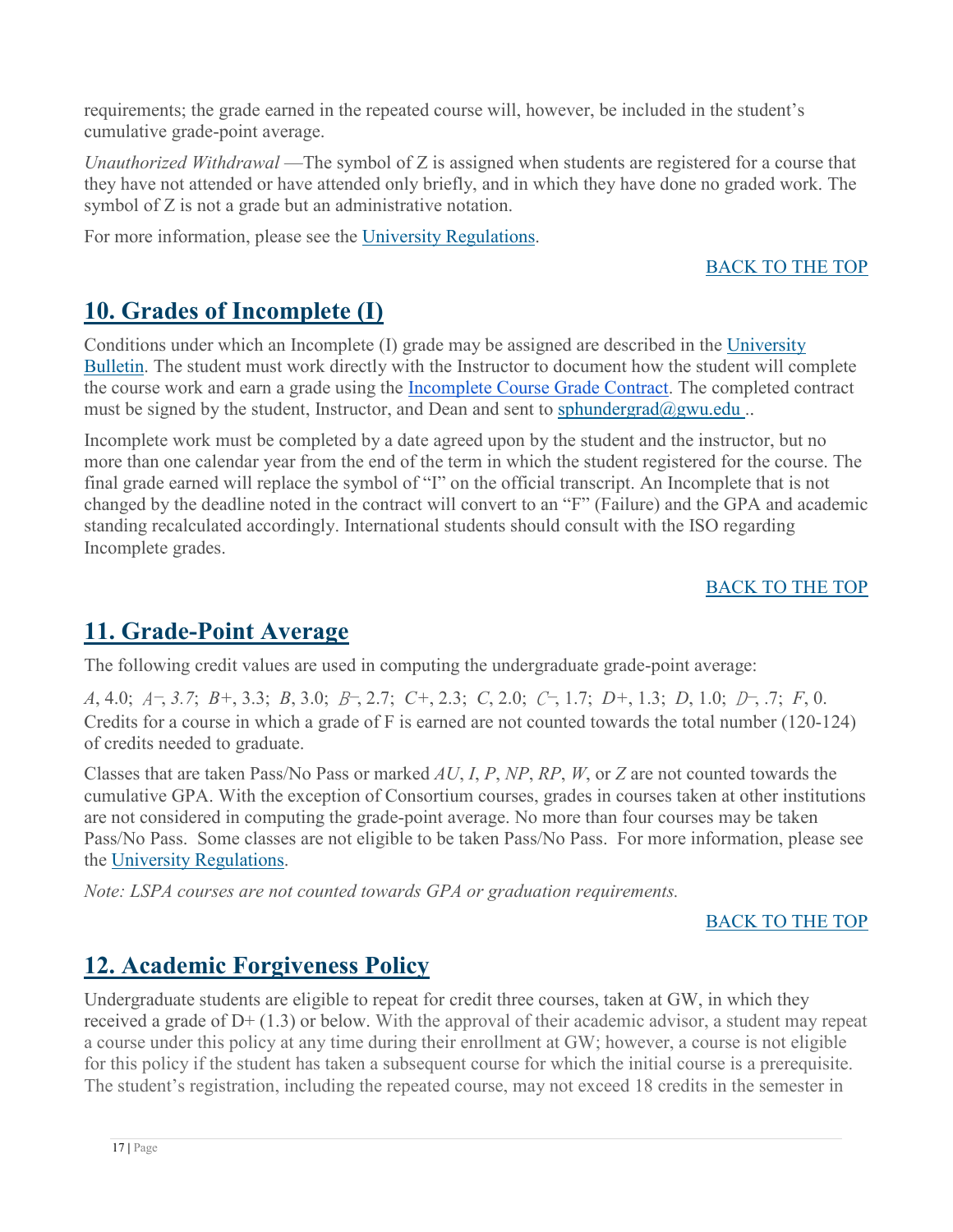requirements; the grade earned in the repeated course will, however, be included in the student's cumulative grade-point average.

*Unauthorized Withdrawal* —The symbol of Z is assigned when students are registered for a course that they have not attended or have attended only briefly, and in which they have done no graded work. The symbol of Z is not a grade but an administrative notation.

For more information, please see the [University Regulations](#).

[BACK TO THE TOP](#)

## 10. Grades of Incomplete (I)

Conditions under which an Incomplete (I) grade may be assigned are described in the [University Bulletin](#). The student must work directly with the Instructor to document how the student will complete the course work and earn a grade using the [Incomplete Course Grade Contract](#). The completed contract must be signed by the student, Instructor, and Dean and sent to [sphundergrad@gwu.edu](mailto:sphundergrad@gwu.edu) ..

Incomplete work must be completed by a date agreed upon by the student and the instructor, but no more than one calendar year from the end of the term in which the student registered for the course. The final grade earned will replace the symbol of "I" on the official transcript. An Incomplete that is not changed by the deadline noted in the contract will convert to an "F" (Failure) and the GPA and academic standing recalculated accordingly. International students should consult with the ISO regarding Incomplete grades.

[BACK TO THE TOP](#)

## 11. Grade-Point Average

The following credit values are used in computing the undergraduate grade-point average:

*A*, 4.0; *A–*, *3.7*; *B+*, 3.3; *B*, 3.0; *B–*, 2.7; *C+*, 2.3; *C*, 2.0; *C–*, 1.7; *D+*, 1.3; *D*, 1.0; *D–*, .7; *F*, 0. Credits for a course in which a grade of F is earned are not counted towards the total number (120-124) of credits needed to graduate.

Classes that are taken Pass/No Pass or marked *AU*, *I*, *P*, *NP*, *RP*, *W*, or *Z* are not counted towards the cumulative GPA. With the exception of Consortium courses, grades in courses taken at other institutions are not considered in computing the grade-point average. No more than four courses may be taken Pass/No Pass. Some classes are not eligible to be taken Pass/No Pass. For more information, please see the [University Regulations](#).

*Note: LSPA courses are not counted towards GPA or graduation requirements.*

[BACK TO THE TOP](#)

## 12. Academic Forgiveness Policy

Undergraduate students are eligible to repeat for credit three courses, taken at GW, in which they received a grade of D+ (1.3) or below. With the approval of their academic advisor, a student may repeat a course under this policy at any time during their enrollment at GW; however, a course is not eligible for this policy if the student has taken a subsequent course for which the initial course is a prerequisite. The student's registration, including the repeated course, may not exceed 18 credits in the semester in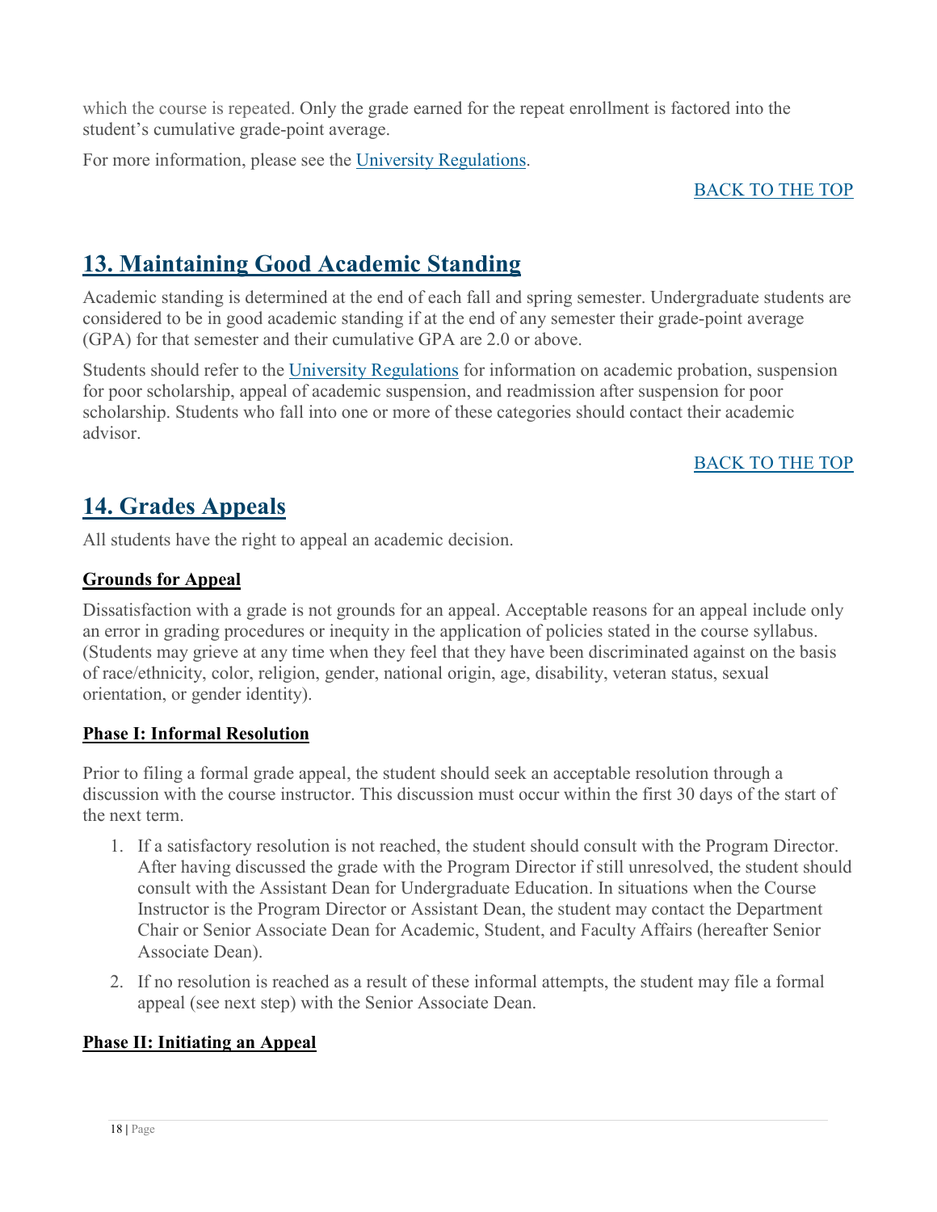which the course is repeated. Only the grade earned for the repeat enrollment is factored into the student's cumulative grade-point average.

For more information, please see the [University Regulations](#).

[BACK TO THE TOP](#)

## 13. Maintaining Good Academic Standing

Academic standing is determined at the end of each fall and spring semester. Undergraduate students are considered to be in good academic standing if at the end of any semester their grade-point average (GPA) for that semester and their cumulative GPA are 2.0 or above.

Students should refer to the [University Regulations](#) for information on academic probation, suspension for poor scholarship, appeal of academic suspension, and readmission after suspension for poor scholarship. Students who fall into one or more of these categories should contact their academic advisor.

[BACK TO THE TOP](#)

## 14. Grades Appeals

All students have the right to appeal an academic decision.

### Grounds for Appeal

Dissatisfaction with a grade is not grounds for an appeal. Acceptable reasons for an appeal include only an error in grading procedures or inequity in the application of policies stated in the course syllabus. (Students may grieve at any time when they feel that they have been discriminated against on the basis of race/ethnicity, color, religion, gender, national origin, age, disability, veteran status, sexual orientation, or gender identity).

### Phase I: Informal Resolution

Prior to filing a formal grade appeal, the student should seek an acceptable resolution through a discussion with the course instructor. This discussion must occur within the first 30 days of the start of the next term.

1. If a satisfactory resolution is not reached, the student should consult with the Program Director. After having discussed the grade with the Program Director if still unresolved, the student should consult with the Assistant Dean for Undergraduate Education. In situations when the Course Instructor is the Program Director or Assistant Dean, the student may contact the Department Chair or Senior Associate Dean for Academic, Student, and Faculty Affairs (hereafter Senior Associate Dean).
2. If no resolution is reached as a result of these informal attempts, the student may file a formal appeal (see next step) with the Senior Associate Dean.

### Phase II: Initiating an Appeal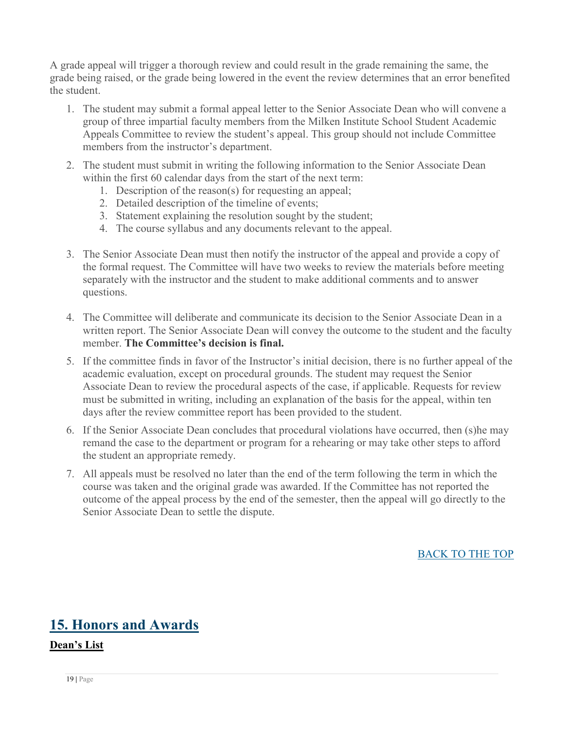A grade appeal will trigger a thorough review and could result in the grade remaining the same, the grade being raised, or the grade being lowered in the event the review determines that an error benefited the student.

1. The student may submit a formal appeal letter to the Senior Associate Dean who will convene a group of three impartial faculty members from the Milken Institute School Student Academic Appeals Committee to review the student's appeal. This group should not include Committee members from the instructor's department.
2. The student must submit in writing the following information to the Senior Associate Dean within the first 60 calendar days from the start of the next term:
    1. Description of the reason(s) for requesting an appeal;
    2. Detailed description of the timeline of events;
    3. Statement explaining the resolution sought by the student;
    4. The course syllabus and any documents relevant to the appeal.
3. The Senior Associate Dean must then notify the instructor of the appeal and provide a copy of the formal request. The Committee will have two weeks to review the materials before meeting separately with the instructor and the student to make additional comments and to answer questions.
4. The Committee will deliberate and communicate its decision to the Senior Associate Dean in a written report. The Senior Associate Dean will convey the outcome to the student and the faculty member. **The Committee's decision is final.**
5. If the committee finds in favor of the Instructor's initial decision, there is no further appeal of the academic evaluation, except on procedural grounds. The student may request the Senior Associate Dean to review the procedural aspects of the case, if applicable. Requests for review must be submitted in writing, including an explanation of the basis for the appeal, within ten days after the review committee report has been provided to the student.
6. If the Senior Associate Dean concludes that procedural violations have occurred, then (s)he may remand the case to the department or program for a rehearing or may take other steps to afford the student an appropriate remedy.
7. All appeals must be resolved no later than the end of the term following the term in which the course was taken and the original grade was awarded. If the Committee has not reported the outcome of the appeal process by the end of the semester, then the appeal will go directly to the Senior Associate Dean to settle the dispute.

BACK TO THE TOP

## 15. Honors and Awards

### Dean's List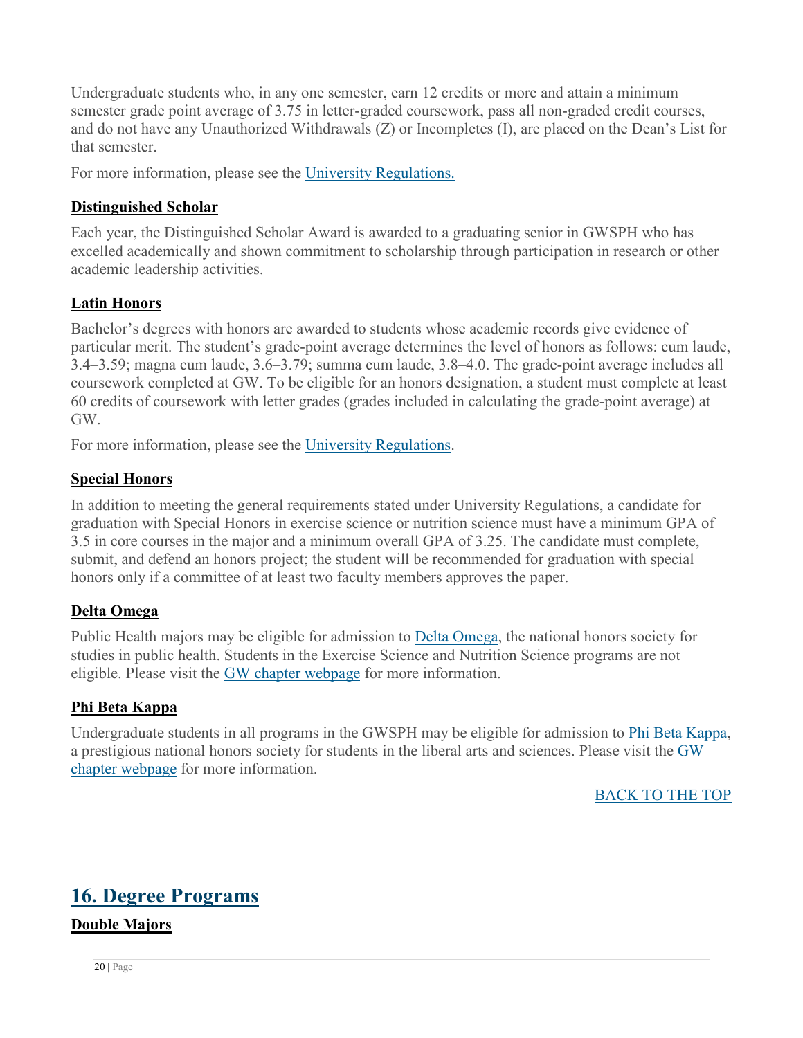Undergraduate students who, in any one semester, earn 12 credits or more and attain a minimum semester grade point average of 3.75 in letter-graded coursework, pass all non-graded credit courses, and do not have any Unauthorized Withdrawals (Z) or Incompletes (I), are placed on the Dean's List for that semester.

For more information, please see the [University Regulations.]

### **Distinguished Scholar**

Each year, the Distinguished Scholar Award is awarded to a graduating senior in GWSPH who has excelled academically and shown commitment to scholarship through participation in research or other academic leadership activities.

### **Latin Honors**

Bachelor's degrees with honors are awarded to students whose academic records give evidence of particular merit. The student's grade-point average determines the level of honors as follows: cum laude, 3.4–3.59; magna cum laude, 3.6–3.79; summa cum laude, 3.8–4.0. The grade-point average includes all coursework completed at GW. To be eligible for an honors designation, a student must complete at least 60 credits of coursework with letter grades (grades included in calculating the grade-point average) at GW.

For more information, please see the University Regulations.

### **Special Honors**

In addition to meeting the general requirements stated under University Regulations, a candidate for graduation with Special Honors in exercise science or nutrition science must have a minimum GPA of 3.5 in core courses in the major and a minimum overall GPA of 3.25. The candidate must complete, submit, and defend an honors project; the student will be recommended for graduation with special honors only if a committee of at least two faculty members approves the paper.

### **Delta Omega**

Public Health majors may be eligible for admission to Delta Omega, the national honors society for studies in public health. Students in the Exercise Science and Nutrition Science programs are not eligible. Please visit the GW chapter webpage for more information.

### **Phi Beta Kappa**

Undergraduate students in all programs in the GWSPH may be eligible for admission to Phi Beta Kappa, a prestigious national honors society for students in the liberal arts and sciences. Please visit the GW chapter webpage for more information.

BACK TO THE TOP

## 16. Degree Programs

### **Double Majors**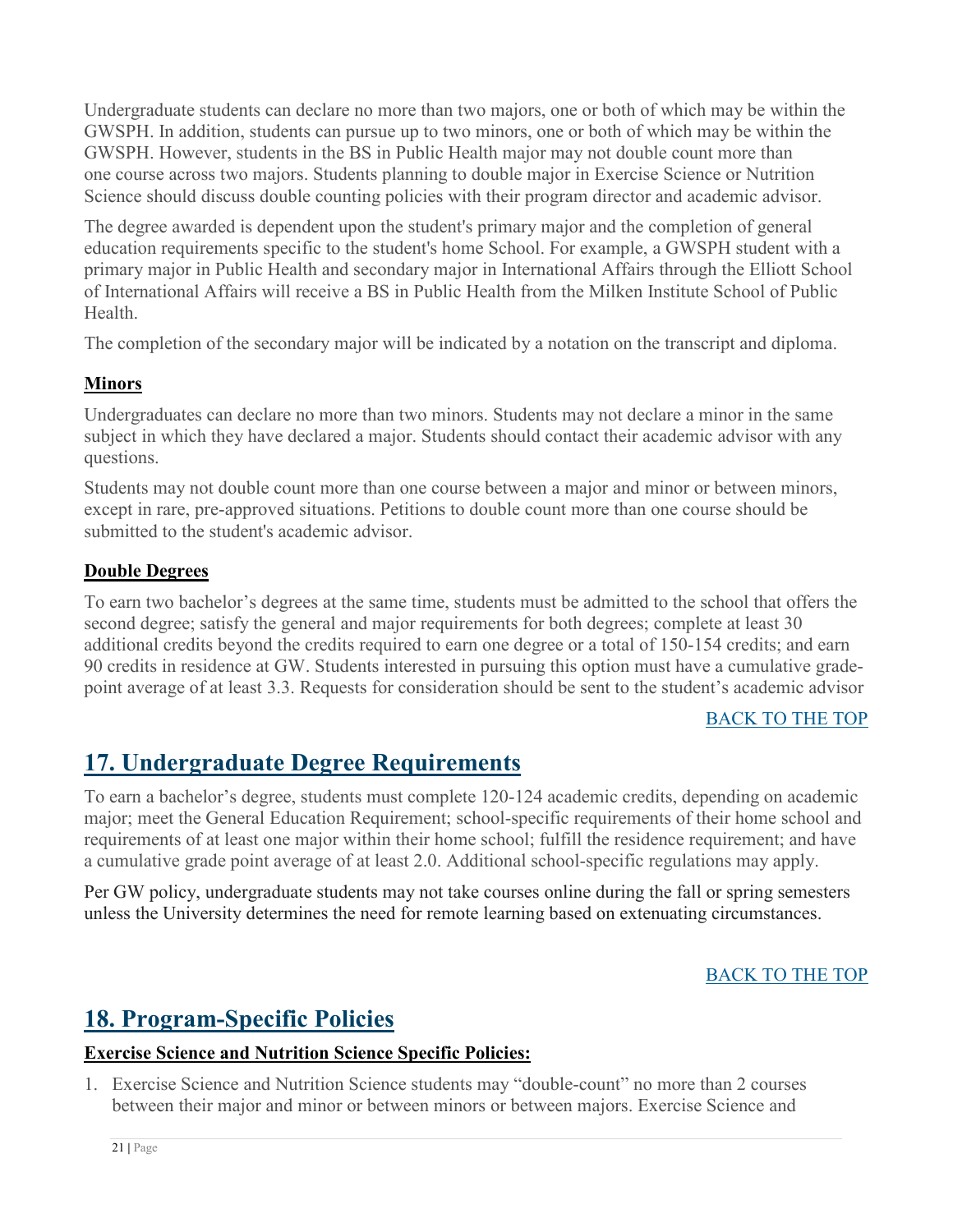Undergraduate students can declare no more than two majors, one or both of which may be within the GWSPH. In addition, students can pursue up to two minors, one or both of which may be within the GWSPH. However, students in the BS in Public Health major may not double count more than one course across two majors. Students planning to double major in Exercise Science or Nutrition Science should discuss double counting policies with their program director and academic advisor.

The degree awarded is dependent upon the student's primary major and the completion of general education requirements specific to the student's home School. For example, a GWSPH student with a primary major in Public Health and secondary major in International Affairs through the Elliott School of International Affairs will receive a BS in Public Health from the Milken Institute School of Public Health.

The completion of the secondary major will be indicated by a notation on the transcript and diploma.

### Minors

Undergraduates can declare no more than two minors. Students may not declare a minor in the same subject in which they have declared a major. Students should contact their academic advisor with any questions.

Students may not double count more than one course between a major and minor or between minors, except in rare, pre-approved situations. Petitions to double count more than one course should be submitted to the student's academic advisor.

### Double Degrees

To earn two bachelor's degrees at the same time, students must be admitted to the school that offers the second degree; satisfy the general and major requirements for both degrees; complete at least 30 additional credits beyond the credits required to earn one degree or a total of 150-154 credits; and earn 90 credits in residence at GW. Students interested in pursuing this option must have a cumulative grade-point average of at least 3.3. Requests for consideration should be sent to the student's academic advisor

BACK TO THE TOP

## 17. Undergraduate Degree Requirements

To earn a bachelor's degree, students must complete 120-124 academic credits, depending on academic major; meet the General Education Requirement; school-specific requirements of their home school and requirements of at least one major within their home school; fulfill the residence requirement; and have a cumulative grade point average of at least 2.0. Additional school-specific regulations may apply.

Per GW policy, undergraduate students may not take courses online during the fall or spring semesters unless the University determines the need for remote learning based on extenuating circumstances.

BACK TO THE TOP

## 18. Program-Specific Policies

### Exercise Science and Nutrition Science Specific Policies:

1. Exercise Science and Nutrition Science students may "double-count" no more than 2 courses between their major and minor or between minors or between majors. Exercise Science and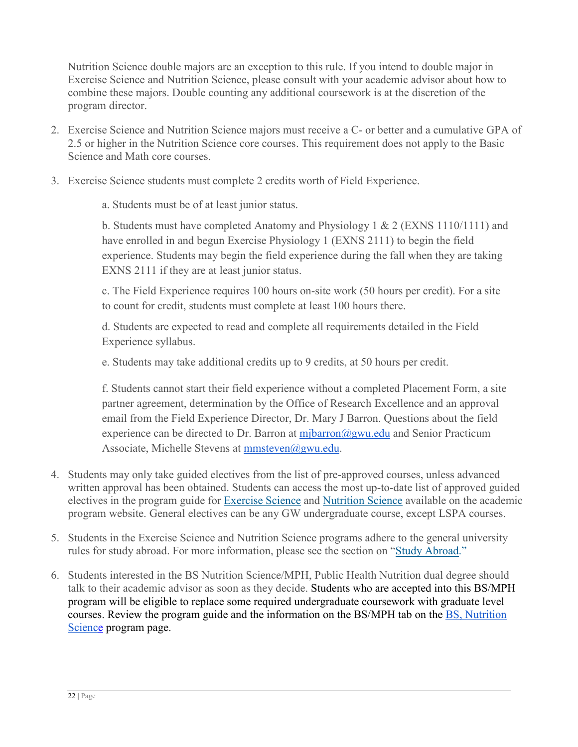Nutrition Science double majors are an exception to this rule. If you intend to double major in Exercise Science and Nutrition Science, please consult with your academic advisor about how to combine these majors. Double counting any additional coursework is at the discretion of the program director.

2. Exercise Science and Nutrition Science majors must receive a C- or better and a cumulative GPA of 2.5 or higher in the Nutrition Science core courses. This requirement does not apply to the Basic Science and Math core courses.

3. Exercise Science students must complete 2 credits worth of Field Experience.

   a. Students must be of at least junior status.

   b. Students must have completed Anatomy and Physiology 1 & 2 (EXNS 1110/1111) and have enrolled in and begun Exercise Physiology 1 (EXNS 2111) to begin the field experience. Students may begin the field experience during the fall when they are taking EXNS 2111 if they are at least junior status.

   c. The Field Experience requires 100 hours on-site work (50 hours per credit). For a site to count for credit, students must complete at least 100 hours there.

   d. Students are expected to read and complete all requirements detailed in the Field Experience syllabus.

   e. Students may take additional credits up to 9 credits, at 50 hours per credit.

   f. Students cannot start their field experience without a completed Placement Form, a site partner agreement, determination by the Office of Research Excellence and an approval email from the Field Experience Director, Dr. Mary J Barron. Questions about the field experience can be directed to Dr. Barron at mjbarron@gwu.edu and Senior Practicum Associate, Michelle Stevens at mmsteven@gwu.edu.

4. Students may only take guided electives from the list of pre-approved courses, unless advanced written approval has been obtained. Students can access the most up-to-date list of approved guided electives in the program guide for Exercise Science and Nutrition Science available on the academic program website. General electives can be any GW undergraduate course, except LSPA courses.

5. Students in the Exercise Science and Nutrition Science programs adhere to the general university rules for study abroad. For more information, please see the section on "Study Abroad."

6. Students interested in the BS Nutrition Science/MPH, Public Health Nutrition dual degree should talk to their academic advisor as soon as they decide. Students who are accepted into this BS/MPH program will be eligible to replace some required undergraduate coursework with graduate level courses. Review the program guide and the information on the BS/MPH tab on the BS, Nutrition Science program page.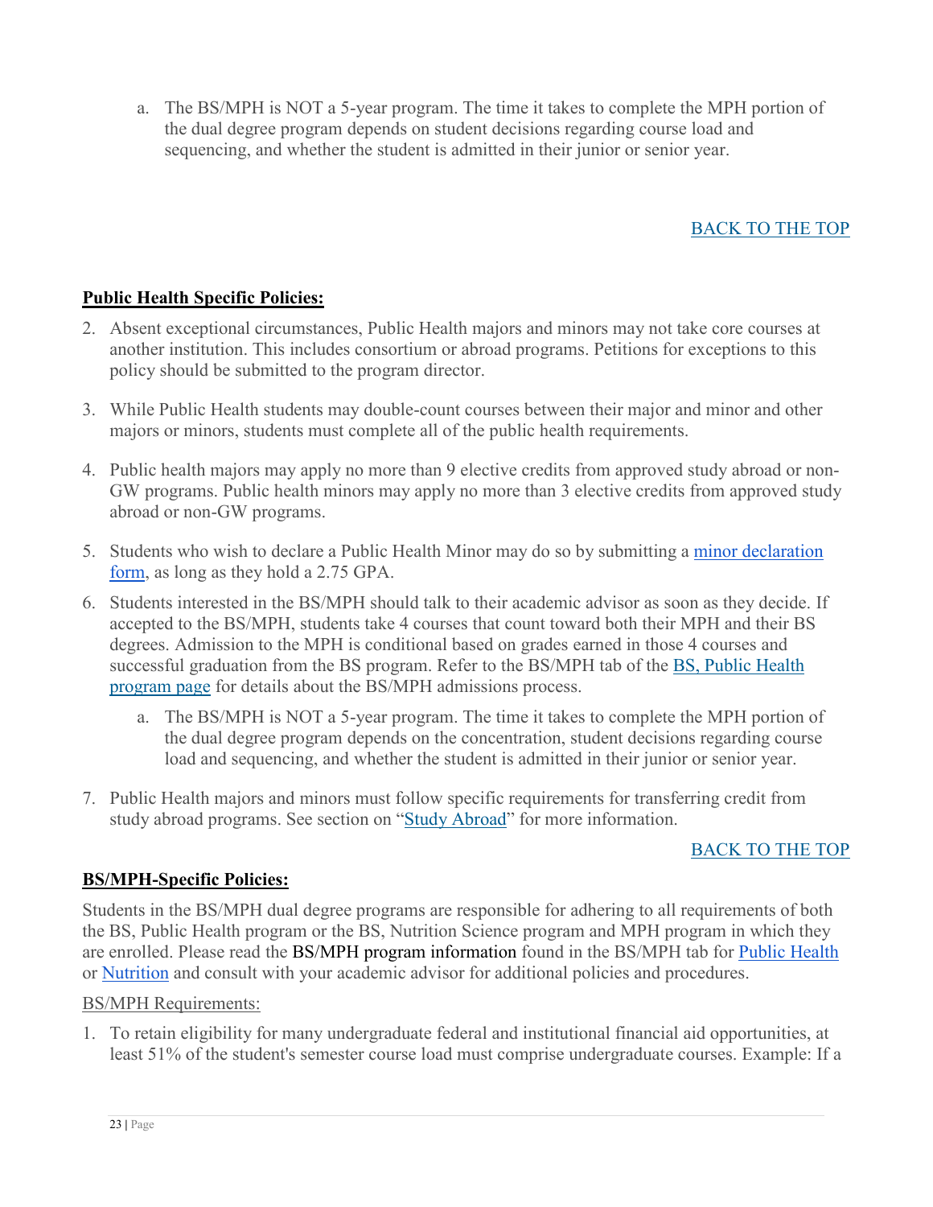a. The BS/MPH is NOT a 5-year program. The time it takes to complete the MPH portion of the dual degree program depends on student decisions regarding course load and sequencing, and whether the student is admitted in their junior or senior year.

[BACK TO THE TOP]

**Public Health Specific Policies:**

2. Absent exceptional circumstances, Public Health majors and minors may not take core courses at another institution. This includes consortium or abroad programs. Petitions for exceptions to this policy should be submitted to the program director.

3. While Public Health students may double-count courses between their major and minor and other majors or minors, students must complete all of the public health requirements.

4. Public health majors may apply no more than 9 elective credits from approved study abroad or non-GW programs. Public health minors may apply no more than 3 elective credits from approved study abroad or non-GW programs.

5. Students who wish to declare a Public Health Minor may do so by submitting a minor declaration form, as long as they hold a 2.75 GPA.

6. Students interested in the BS/MPH should talk to their academic advisor as soon as they decide. If accepted to the BS/MPH, students take 4 courses that count toward both their MPH and their BS degrees. Admission to the MPH is conditional based on grades earned in those 4 courses and successful graduation from the BS program. Refer to the BS/MPH tab of the BS, Public Health program page for details about the BS/MPH admissions process.

   a. The BS/MPH is NOT a 5-year program. The time it takes to complete the MPH portion of the dual degree program depends on the concentration, student decisions regarding course load and sequencing, and whether the student is admitted in their junior or senior year.

7. Public Health majors and minors must follow specific requirements for transferring credit from study abroad programs. See section on "Study Abroad" for more information.

[BACK TO THE TOP]

**BS/MPH-Specific Policies:**

Students in the BS/MPH dual degree programs are responsible for adhering to all requirements of both the BS, Public Health program or the BS, Nutrition Science program and MPH program in which they are enrolled. Please read the BS/MPH program information found in the BS/MPH tab for Public Health or Nutrition and consult with your academic advisor for additional policies and procedures.

BS/MPH Requirements:

1. To retain eligibility for many undergraduate federal and institutional financial aid opportunities, at least 51% of the student's semester course load must comprise undergraduate courses. Example: If a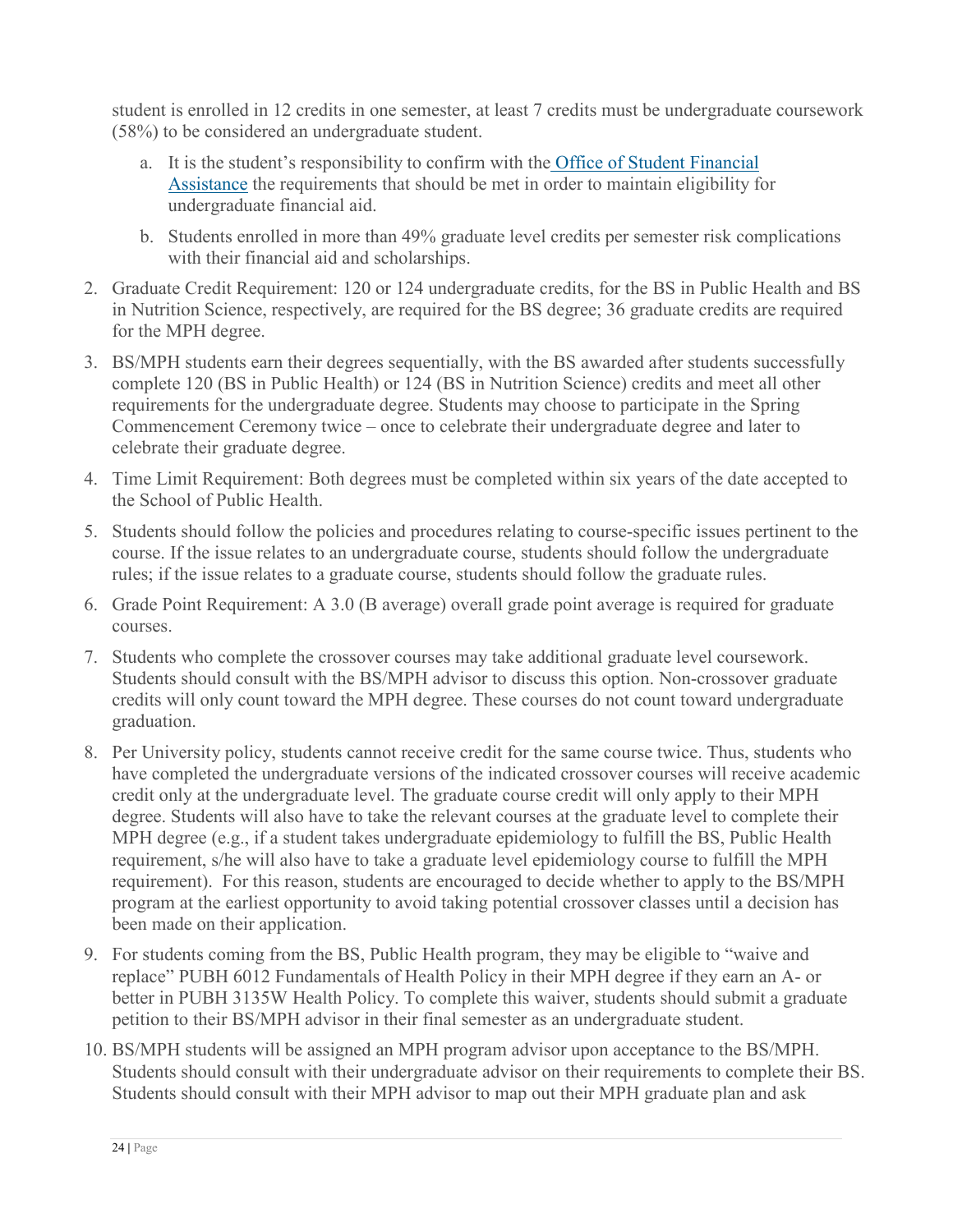student is enrolled in 12 credits in one semester, at least 7 credits must be undergraduate coursework (58%) to be considered an undergraduate student.

   a. It is the student's responsibility to confirm with the Office of Student Financial Assistance the requirements that should be met in order to maintain eligibility for undergraduate financial aid.
   b. Students enrolled in more than 49% graduate level credits per semester risk complications with their financial aid and scholarships.

2. Graduate Credit Requirement: 120 or 124 undergraduate credits, for the BS in Public Health and BS in Nutrition Science, respectively, are required for the BS degree; 36 graduate credits are required for the MPH degree.
3. BS/MPH students earn their degrees sequentially, with the BS awarded after students successfully complete 120 (BS in Public Health) or 124 (BS in Nutrition Science) credits and meet all other requirements for the undergraduate degree. Students may choose to participate in the Spring Commencement Ceremony twice – once to celebrate their undergraduate degree and later to celebrate their graduate degree.
4. Time Limit Requirement: Both degrees must be completed within six years of the date accepted to the School of Public Health.
5. Students should follow the policies and procedures relating to course-specific issues pertinent to the course. If the issue relates to an undergraduate course, students should follow the undergraduate rules; if the issue relates to a graduate course, students should follow the graduate rules.
6. Grade Point Requirement: A 3.0 (B average) overall grade point average is required for graduate courses.
7. Students who complete the crossover courses may take additional graduate level coursework. Students should consult with the BS/MPH advisor to discuss this option. Non-crossover graduate credits will only count toward the MPH degree. These courses do not count toward undergraduate graduation.
8. Per University policy, students cannot receive credit for the same course twice. Thus, students who have completed the undergraduate versions of the indicated crossover courses will receive academic credit only at the undergraduate level. The graduate course credit will only apply to their MPH degree. Students will also have to take the relevant courses at the graduate level to complete their MPH degree (e.g., if a student takes undergraduate epidemiology to fulfill the BS, Public Health requirement, s/he will also have to take a graduate level epidemiology course to fulfill the MPH requirement). For this reason, students are encouraged to decide whether to apply to the BS/MPH program at the earliest opportunity to avoid taking potential crossover classes until a decision has been made on their application.
9. For students coming from the BS, Public Health program, they may be eligible to "waive and replace" PUBH 6012 Fundamentals of Health Policy in their MPH degree if they earn an A- or better in PUBH 3135W Health Policy. To complete this waiver, students should submit a graduate petition to their BS/MPH advisor in their final semester as an undergraduate student.
10. BS/MPH students will be assigned an MPH program advisor upon acceptance to the BS/MPH. Students should consult with their undergraduate advisor on their requirements to complete their BS. Students should consult with their MPH advisor to map out their MPH graduate plan and ask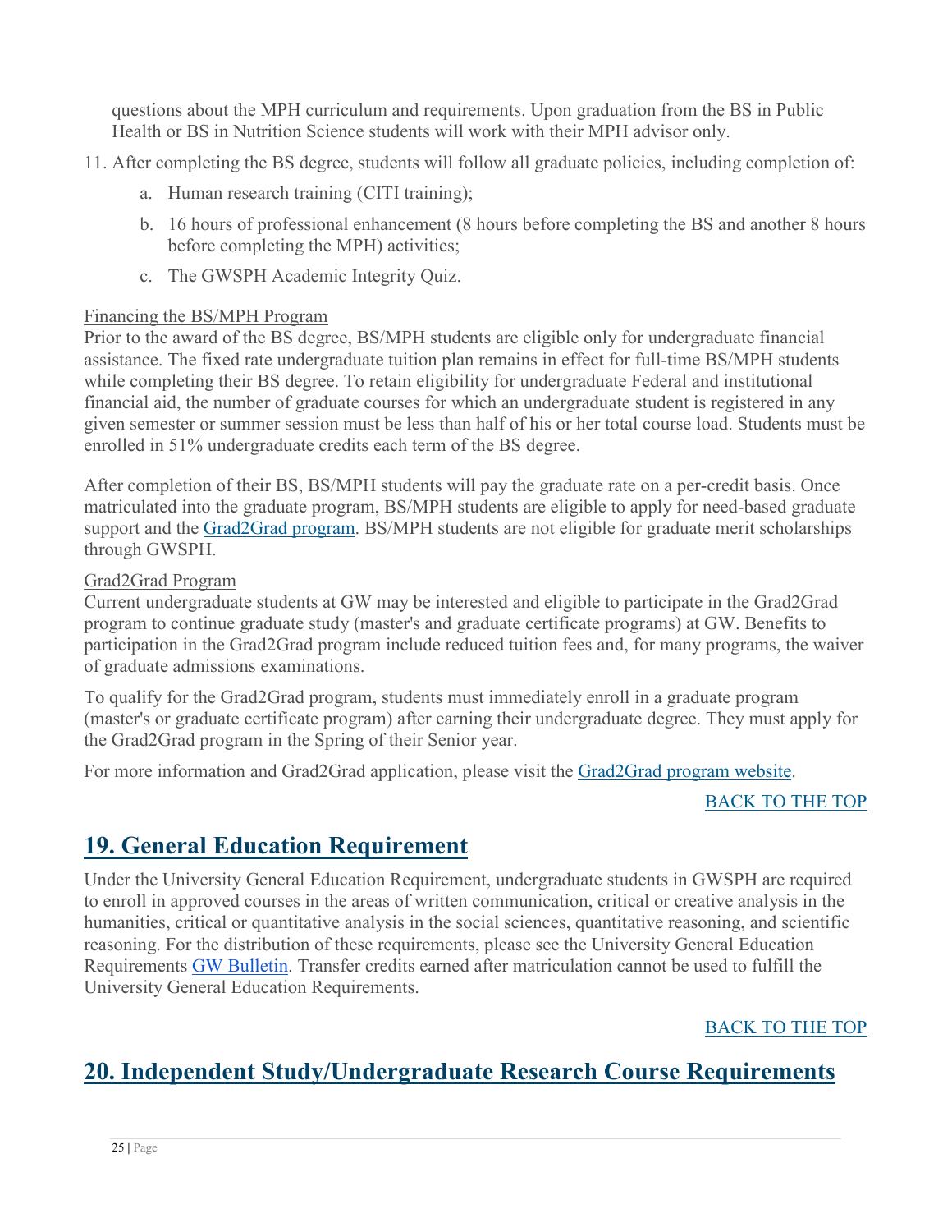questions about the MPH curriculum and requirements. Upon graduation from the BS in Public Health or BS in Nutrition Science students will work with their MPH advisor only.

11. After completing the BS degree, students will follow all graduate policies, including completion of:
    a. Human research training (CITI training);
    b. 16 hours of professional enhancement (8 hours before completing the BS and another 8 hours before completing the MPH) activities;
    c. The GWSPH Academic Integrity Quiz.

Financing the BS/MPH Program

Prior to the award of the BS degree, BS/MPH students are eligible only for undergraduate financial assistance. The fixed rate undergraduate tuition plan remains in effect for full-time BS/MPH students while completing their BS degree. To retain eligibility for undergraduate Federal and institutional financial aid, the number of graduate courses for which an undergraduate student is registered in any given semester or summer session must be less than half of his or her total course load. Students must be enrolled in 51% undergraduate credits each term of the BS degree.

After completion of their BS, BS/MPH students will pay the graduate rate on a per-credit basis. Once matriculated into the graduate program, BS/MPH students are eligible to apply for need-based graduate support and the Grad2Grad program. BS/MPH students are not eligible for graduate merit scholarships through GWSPH.

Grad2Grad Program

Current undergraduate students at GW may be interested and eligible to participate in the Grad2Grad program to continue graduate study (master's and graduate certificate programs) at GW. Benefits to participation in the Grad2Grad program include reduced tuition fees and, for many programs, the waiver of graduate admissions examinations.

To qualify for the Grad2Grad program, students must immediately enroll in a graduate program (master's or graduate certificate program) after earning their undergraduate degree. They must apply for the Grad2Grad program in the Spring of their Senior year.

For more information and Grad2Grad application, please visit the Grad2Grad program website.

BACK TO THE TOP

## 19. General Education Requirement

Under the University General Education Requirement, undergraduate students in GWSPH are required to enroll in approved courses in the areas of written communication, critical or creative analysis in the humanities, critical or quantitative analysis in the social sciences, quantitative reasoning, and scientific reasoning. For the distribution of these requirements, please see the University General Education Requirements GW Bulletin. Transfer credits earned after matriculation cannot be used to fulfill the University General Education Requirements.

BACK TO THE TOP

## 20. Independent Study/Undergraduate Research Course Requirements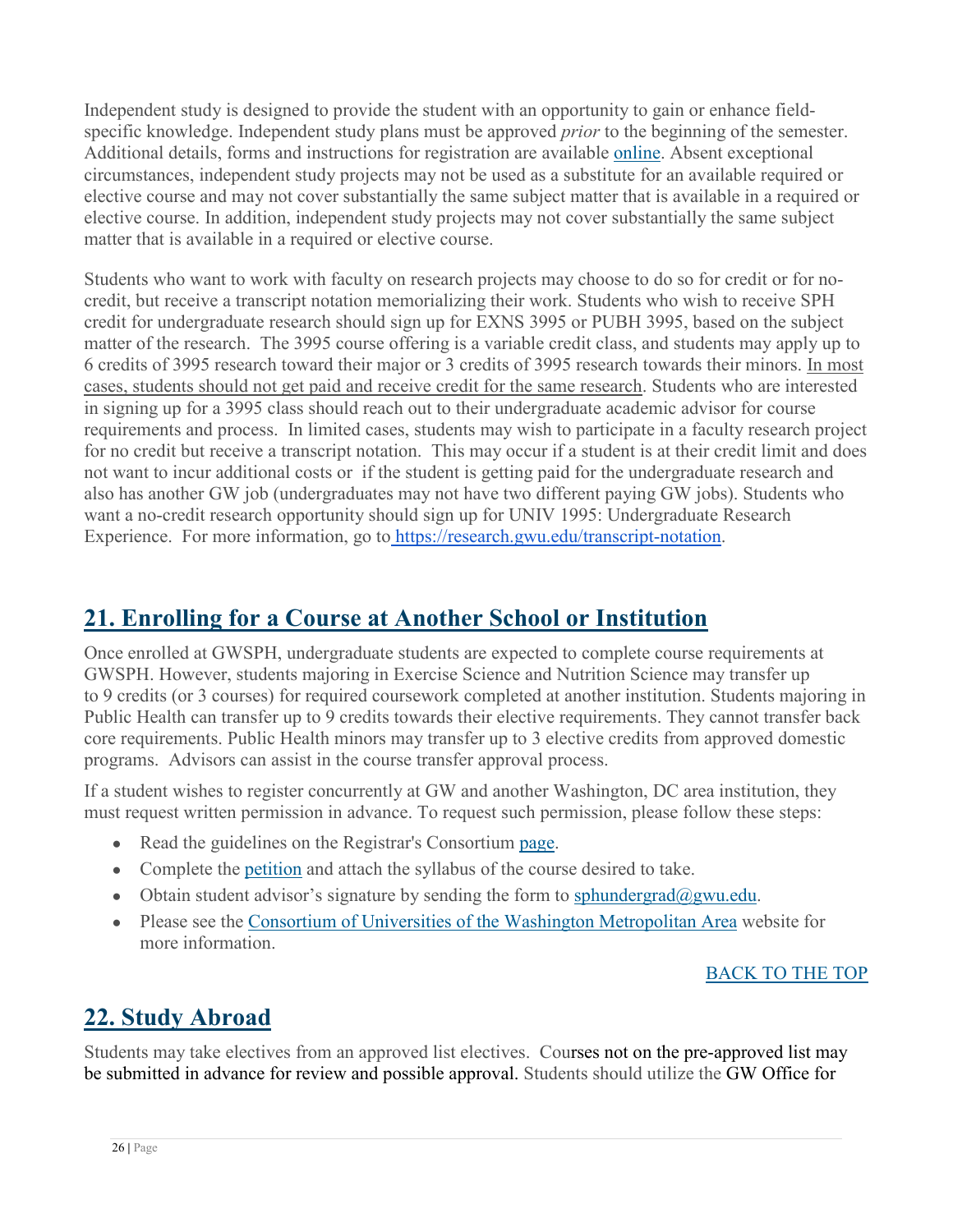Independent study is designed to provide the student with an opportunity to gain or enhance field-specific knowledge. Independent study plans must be approved *prior* to the beginning of the semester. Additional details, forms and instructions for registration are available [online](). Absent exceptional circumstances, independent study projects may not be used as a substitute for an available required or elective course and may not cover substantially the same subject matter that is available in a required or elective course. In addition, independent study projects may not cover substantially the same subject matter that is available in a required or elective course.

Students who want to work with faculty on research projects may choose to do so for credit or for no-credit, but receive a transcript notation memorializing their work. Students who wish to receive SPH credit for undergraduate research should sign up for EXNS 3995 or PUBH 3995, based on the subject matter of the research. The 3995 course offering is a variable credit class, and students may apply up to 6 credits of 3995 research toward their major or 3 credits of 3995 research towards their minors. <u>In most cases, students should not get paid and receive credit for the same research</u>. Students who are interested in signing up for a 3995 class should reach out to their undergraduate academic advisor for course requirements and process. In limited cases, students may wish to participate in a faculty research project for no credit but receive a transcript notation. This may occur if a student is at their credit limit and does not want to incur additional costs or if the student is getting paid for the undergraduate research and also has another GW job (undergraduates may not have two different paying GW jobs). Students who want a no-credit research opportunity should sign up for UNIV 1995: Undergraduate Research Experience. For more information, go to https://research.gwu.edu/transcript-notation.

## 21. Enrolling for a Course at Another School or Institution

Once enrolled at GWSPH, undergraduate students are expected to complete course requirements at GWSPH. However, students majoring in Exercise Science and Nutrition Science may transfer up to 9 credits (or 3 courses) for required coursework completed at another institution. Students majoring in Public Health can transfer up to 9 credits towards their elective requirements. They cannot transfer back core requirements. Public Health minors may transfer up to 3 elective credits from approved domestic programs. Advisors can assist in the course transfer approval process.

If a student wishes to register concurrently at GW and another Washington, DC area institution, they must request written permission in advance. To request such permission, please follow these steps:

- Read the guidelines on the Registrar's Consortium [page]().
- Complete the [petition]() and attach the syllabus of the course desired to take.
- Obtain student advisor's signature by sending the form to sphundergrad@gwu.edu.
- Please see the [Consortium of Universities of the Washington Metropolitan Area]() website for more information.

[BACK TO THE TOP]()

## 22. Study Abroad

Students may take electives from an approved list electives. Courses not on the pre-approved list may be submitted in advance for review and possible approval. Students should utilize the GW Office for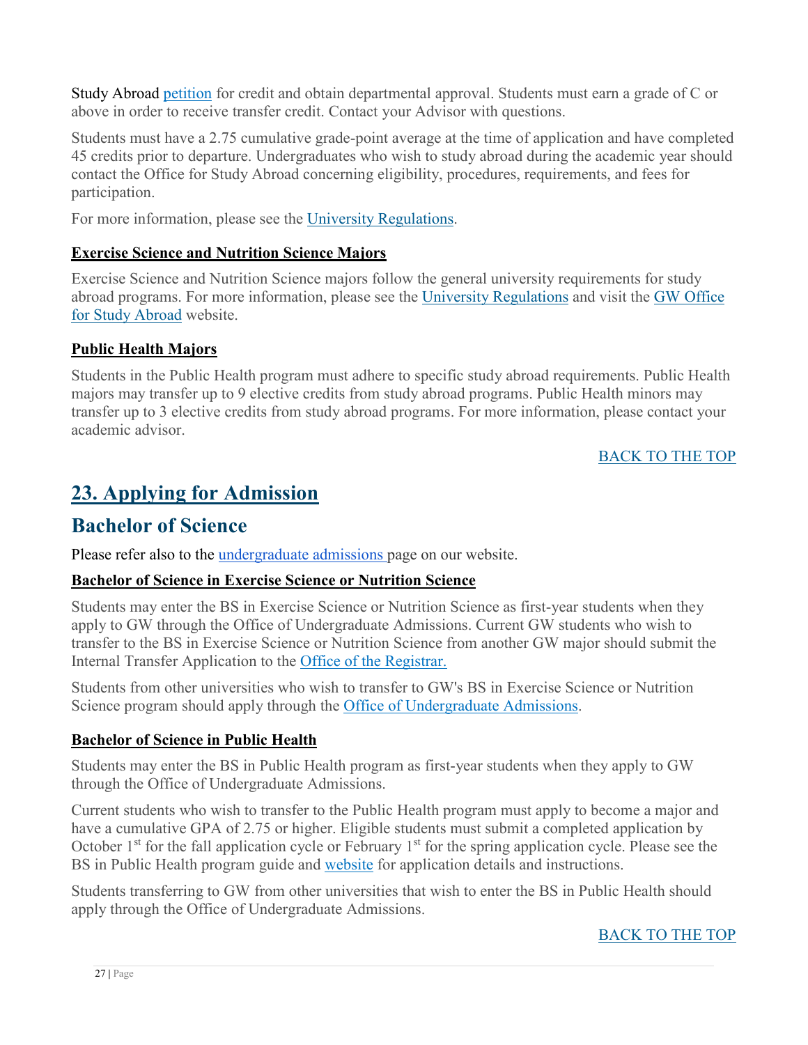Study Abroad petition for credit and obtain departmental approval. Students must earn a grade of C or above in order to receive transfer credit. Contact your Advisor with questions.

Students must have a 2.75 cumulative grade-point average at the time of application and have completed 45 credits prior to departure. Undergraduates who wish to study abroad during the academic year should contact the Office for Study Abroad concerning eligibility, procedures, requirements, and fees for participation.

For more information, please see the University Regulations.

**Exercise Science and Nutrition Science Majors**

Exercise Science and Nutrition Science majors follow the general university requirements for study abroad programs. For more information, please see the University Regulations and visit the GW Office for Study Abroad website.

**Public Health Majors**

Students in the Public Health program must adhere to specific study abroad requirements. Public Health majors may transfer up to 9 elective credits from study abroad programs. Public Health minors may transfer up to 3 elective credits from study abroad programs. For more information, please contact your academic advisor.

BACK TO THE TOP

# 23. Applying for Admission

## Bachelor of Science

Please refer also to the undergraduate admissions page on our website.

**Bachelor of Science in Exercise Science or Nutrition Science**

Students may enter the BS in Exercise Science or Nutrition Science as first-year students when they apply to GW through the Office of Undergraduate Admissions. Current GW students who wish to transfer to the BS in Exercise Science or Nutrition Science from another GW major should submit the Internal Transfer Application to the Office of the Registrar.

Students from other universities who wish to transfer to GW's BS in Exercise Science or Nutrition Science program should apply through the Office of Undergraduate Admissions.

**Bachelor of Science in Public Health**

Students may enter the BS in Public Health program as first-year students when they apply to GW through the Office of Undergraduate Admissions.

Current students who wish to transfer to the Public Health program must apply to become a major and have a cumulative GPA of 2.75 or higher. Eligible students must submit a completed application by October 1st for the fall application cycle or February 1st for the spring application cycle. Please see the BS in Public Health program guide and website for application details and instructions.

Students transferring to GW from other universities that wish to enter the BS in Public Health should apply through the Office of Undergraduate Admissions.

BACK TO THE TOP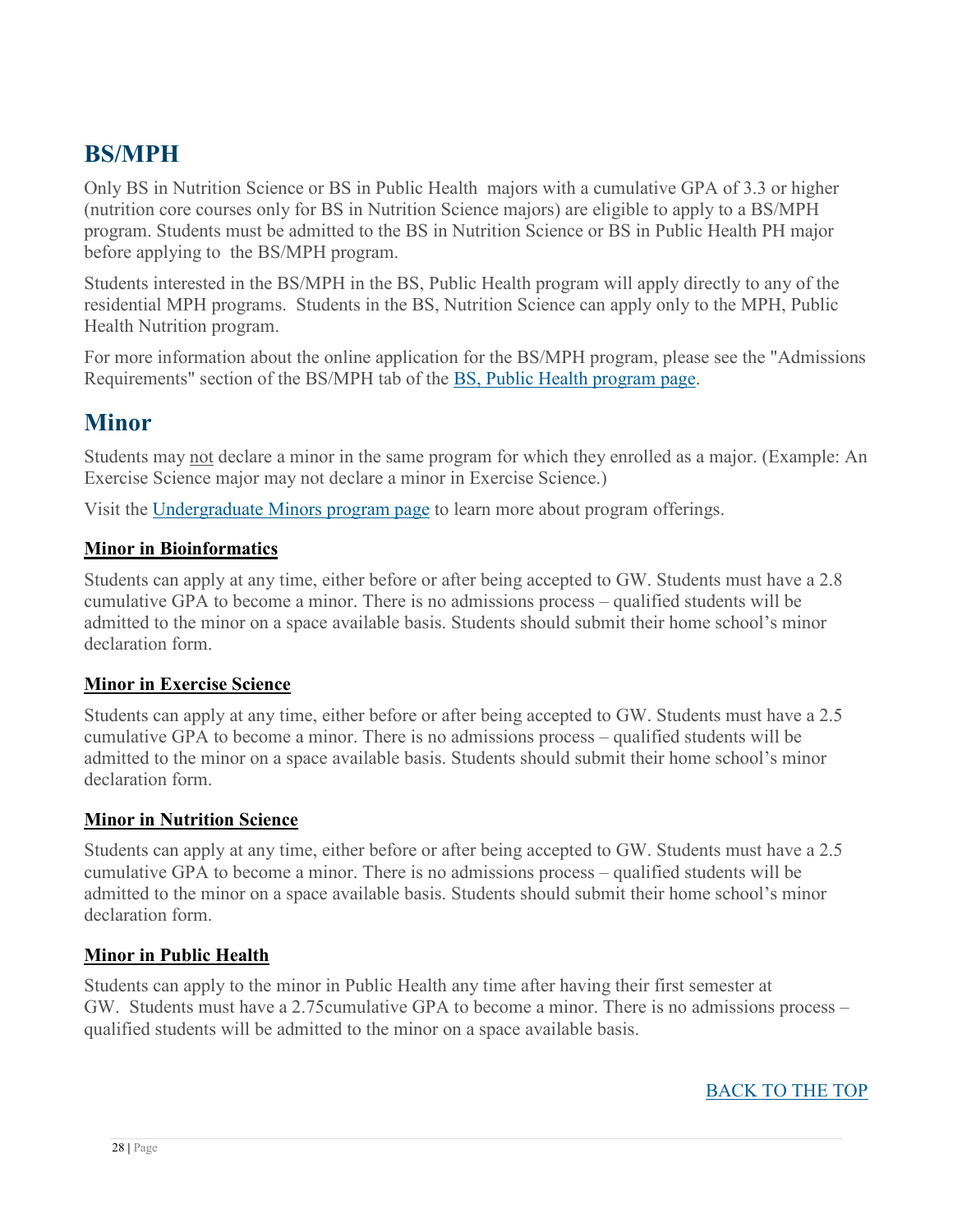## BS/MPH

Only BS in Nutrition Science or BS in Public Health majors with a cumulative GPA of 3.3 or higher (nutrition core courses only for BS in Nutrition Science majors) are eligible to apply to a BS/MPH program. Students must be admitted to the BS in Nutrition Science or BS in Public Health PH major before applying to the BS/MPH program.

Students interested in the BS/MPH in the BS, Public Health program will apply directly to any of the residential MPH programs. Students in the BS, Nutrition Science can apply only to the MPH, Public Health Nutrition program.

For more information about the online application for the BS/MPH program, please see the "Admissions Requirements" section of the BS/MPH tab of the [BS, Public Health program page](#).

## Minor

Students may not declare a minor in the same program for which they enrolled as a major. (Example: An Exercise Science major may not declare a minor in Exercise Science.)

Visit the [Undergraduate Minors program page](#) to learn more about program offerings.

### Minor in Bioinformatics

Students can apply at any time, either before or after being accepted to GW. Students must have a 2.8 cumulative GPA to become a minor. There is no admissions process – qualified students will be admitted to the minor on a space available basis. Students should submit their home school's minor declaration form.

### Minor in Exercise Science

Students can apply at any time, either before or after being accepted to GW. Students must have a 2.5 cumulative GPA to become a minor. There is no admissions process – qualified students will be admitted to the minor on a space available basis. Students should submit their home school's minor declaration form.

### Minor in Nutrition Science

Students can apply at any time, either before or after being accepted to GW. Students must have a 2.5 cumulative GPA to become a minor. There is no admissions process – qualified students will be admitted to the minor on a space available basis. Students should submit their home school's minor declaration form.

### Minor in Public Health

Students can apply to the minor in Public Health any time after having their first semester at GW. Students must have a 2.75cumulative GPA to become a minor. There is no admissions process – qualified students will be admitted to the minor on a space available basis.

[BACK TO THE TOP](#)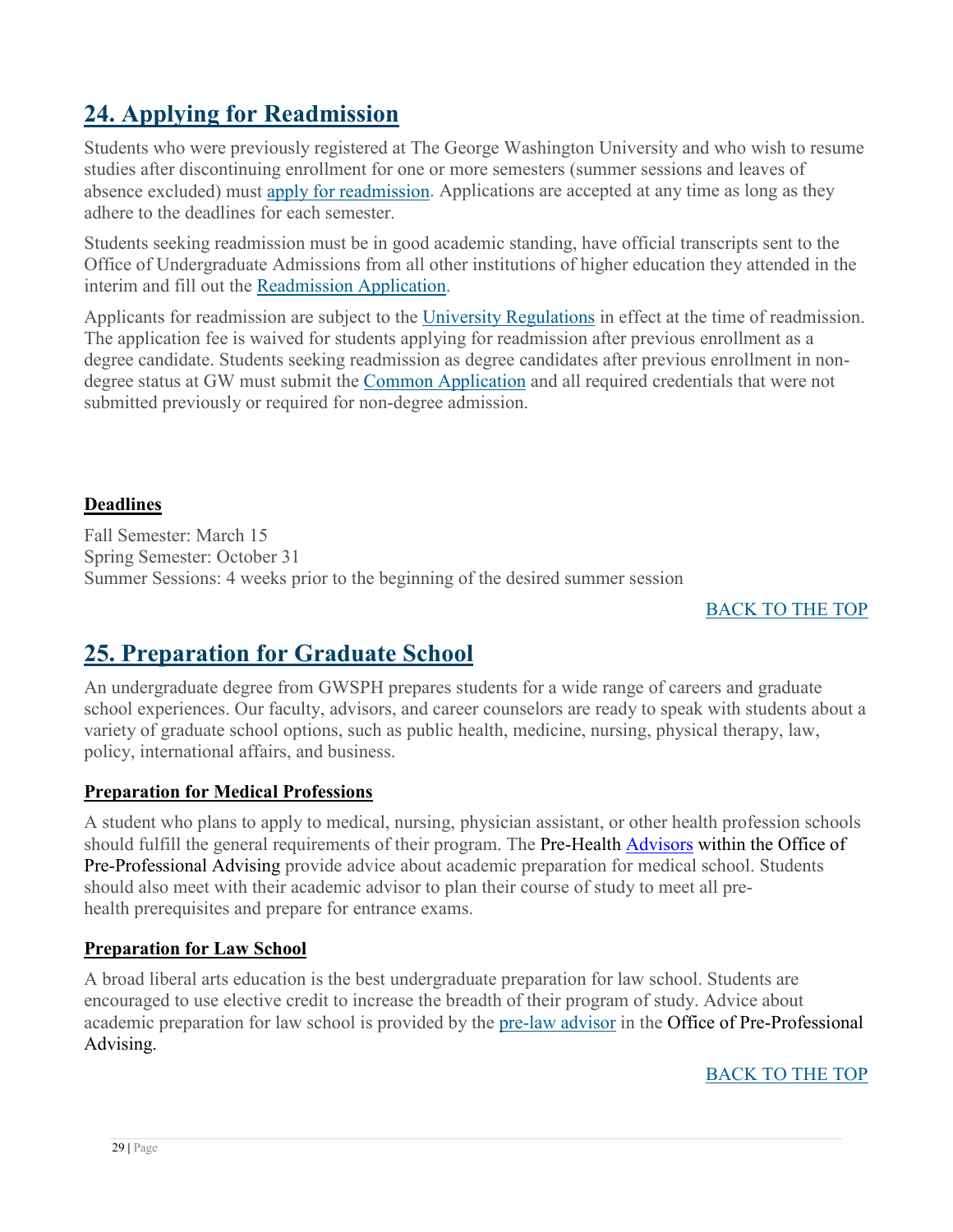## 24. Applying for Readmission

Students who were previously registered at The George Washington University and who wish to resume studies after discontinuing enrollment for one or more semesters (summer sessions and leaves of absence excluded) must apply for readmission. Applications are accepted at any time as long as they adhere to the deadlines for each semester.

Students seeking readmission must be in good academic standing, have official transcripts sent to the Office of Undergraduate Admissions from all other institutions of higher education they attended in the interim and fill out the Readmission Application.

Applicants for readmission are subject to the University Regulations in effect at the time of readmission. The application fee is waived for students applying for readmission after previous enrollment as a degree candidate. Students seeking readmission as degree candidates after previous enrollment in non-degree status at GW must submit the Common Application and all required credentials that were not submitted previously or required for non-degree admission.

### Deadlines

Fall Semester: March 15
Spring Semester: October 31
Summer Sessions: 4 weeks prior to the beginning of the desired summer session

BACK TO THE TOP

## 25. Preparation for Graduate School

An undergraduate degree from GWSPH prepares students for a wide range of careers and graduate school experiences. Our faculty, advisors, and career counselors are ready to speak with students about a variety of graduate school options, such as public health, medicine, nursing, physical therapy, law, policy, international affairs, and business.

### Preparation for Medical Professions

A student who plans to apply to medical, nursing, physician assistant, or other health profession schools should fulfill the general requirements of their program. The Pre-Health Advisors within the Office of Pre-Professional Advising provide advice about academic preparation for medical school. Students should also meet with their academic advisor to plan their course of study to meet all pre-health prerequisites and prepare for entrance exams.

### Preparation for Law School

A broad liberal arts education is the best undergraduate preparation for law school. Students are encouraged to use elective credit to increase the breadth of their program of study. Advice about academic preparation for law school is provided by the pre-law advisor in the Office of Pre-Professional Advising.

BACK TO THE TOP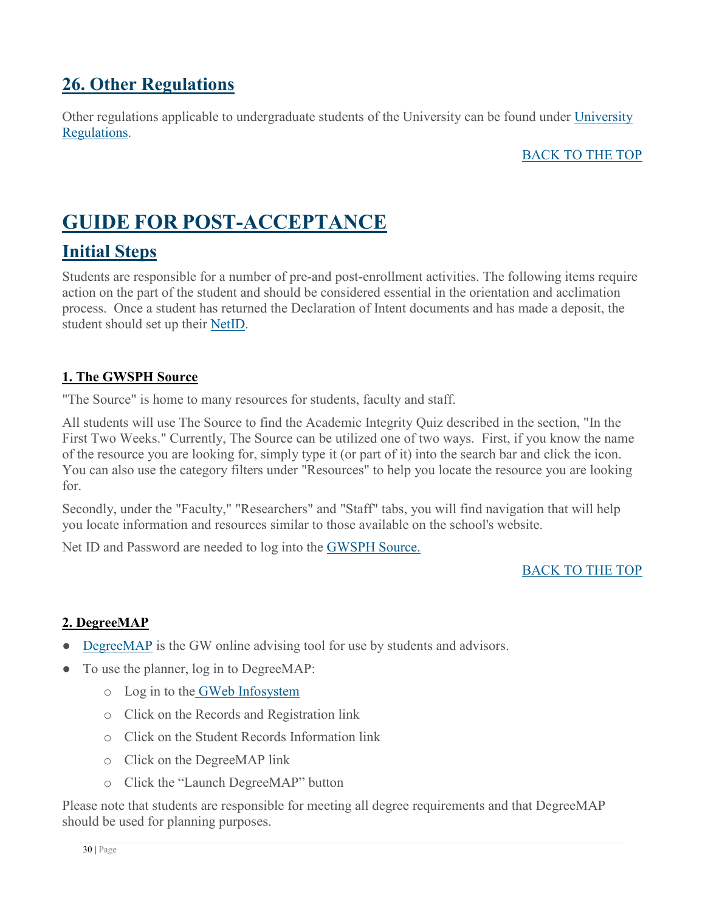## 26. Other Regulations

Other regulations applicable to undergraduate students of the University can be found under University Regulations.

BACK TO THE TOP

# GUIDE FOR POST-ACCEPTANCE

## Initial Steps

Students are responsible for a number of pre-and post-enrollment activities. The following items require action on the part of the student and should be considered essential in the orientation and acclimation process. Once a student has returned the Declaration of Intent documents and has made a deposit, the student should set up their NetID.

### 1. The GWSPH Source

"The Source" is home to many resources for students, faculty and staff.

All students will use The Source to find the Academic Integrity Quiz described in the section, "In the First Two Weeks." Currently, The Source can be utilized one of two ways. First, if you know the name of the resource you are looking for, simply type it (or part of it) into the search bar and click the icon. You can also use the category filters under "Resources" to help you locate the resource you are looking for.

Secondly, under the "Faculty," "Researchers" and "Staff" tabs, you will find navigation that will help you locate information and resources similar to those available on the school's website.

Net ID and Password are needed to log into the GWSPH Source.

BACK TO THE TOP

### 2. DegreeMAP

- DegreeMAP is the GW online advising tool for use by students and advisors.
- To use the planner, log in to DegreeMAP:
  - Log in to the GWeb Infosystem
  - Click on the Records and Registration link
  - Click on the Student Records Information link
  - Click on the DegreeMAP link
  - Click the "Launch DegreeMAP" button

Please note that students are responsible for meeting all degree requirements and that DegreeMAP should be used for planning purposes.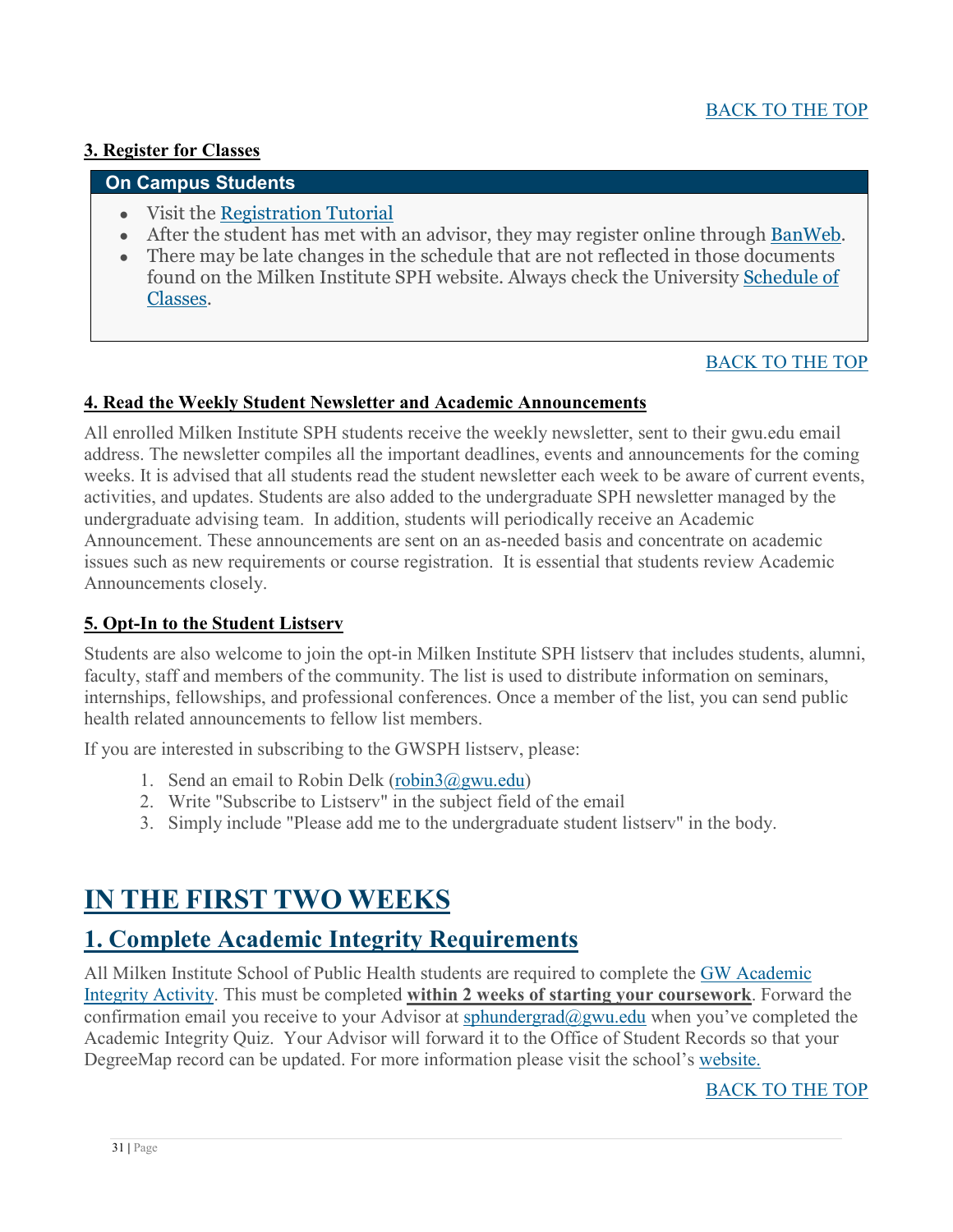BACK TO THE TOP

**3. Register for Classes**

**On Campus Students**

- Visit the Registration Tutorial
- After the student has met with an advisor, they may register online through BanWeb.
- There may be late changes in the schedule that are not reflected in those documents found on the Milken Institute SPH website. Always check the University Schedule of Classes.

BACK TO THE TOP

**4. Read the Weekly Student Newsletter and Academic Announcements**

All enrolled Milken Institute SPH students receive the weekly newsletter, sent to their gwu.edu email address. The newsletter compiles all the important deadlines, events and announcements for the coming weeks. It is advised that all students read the student newsletter each week to be aware of current events, activities, and updates. Students are also added to the undergraduate SPH newsletter managed by the undergraduate advising team. In addition, students will periodically receive an Academic Announcement. These announcements are sent on an as-needed basis and concentrate on academic issues such as new requirements or course registration. It is essential that students review Academic Announcements closely.

**5. Opt-In to the Student Listserv**

Students are also welcome to join the opt-in Milken Institute SPH listserv that includes students, alumni, faculty, staff and members of the community. The list is used to distribute information on seminars, internships, fellowships, and professional conferences. Once a member of the list, you can send public health related announcements to fellow list members.

If you are interested in subscribing to the GWSPH listserv, please:

1. Send an email to Robin Delk (robin3@gwu.edu)
2. Write "Subscribe to Listserv" in the subject field of the email
3. Simply include "Please add me to the undergraduate student listserv" in the body.

# IN THE FIRST TWO WEEKS

## 1. Complete Academic Integrity Requirements

All Milken Institute School of Public Health students are required to complete the GW Academic Integrity Activity. This must be completed **within 2 weeks of starting your coursework**. Forward the confirmation email you receive to your Advisor at sphundergrad@gwu.edu when you've completed the Academic Integrity Quiz. Your Advisor will forward it to the Office of Student Records so that your DegreeMap record can be updated. For more information please visit the school's website.

BACK TO THE TOP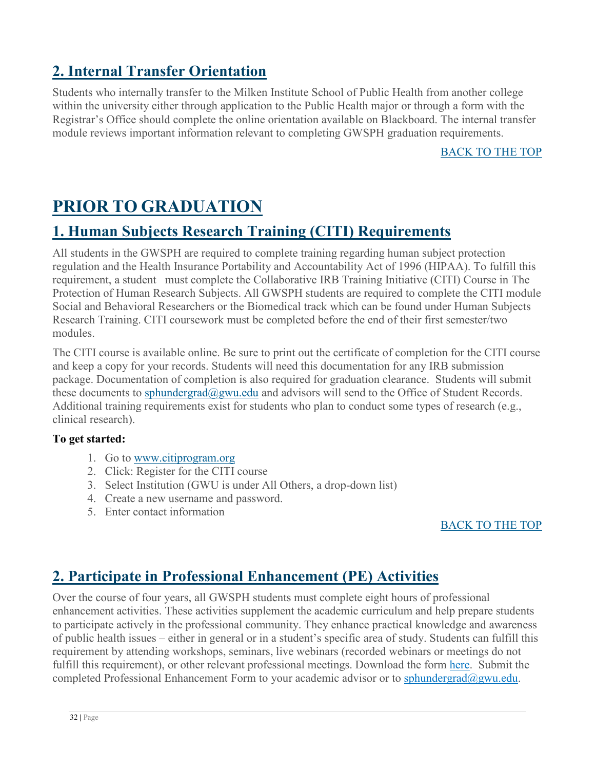## 2. Internal Transfer Orientation

Students who internally transfer to the Milken Institute School of Public Health from another college within the university either through application to the Public Health major or through a form with the Registrar's Office should complete the online orientation available on Blackboard. The internal transfer module reviews important information relevant to completing GWSPH graduation requirements.

BACK TO THE TOP

# PRIOR TO GRADUATION

## 1. Human Subjects Research Training (CITI) Requirements

All students in the GWSPH are required to complete training regarding human subject protection regulation and the Health Insurance Portability and Accountability Act of 1996 (HIPAA). To fulfill this requirement, a student must complete the Collaborative IRB Training Initiative (CITI) Course in The Protection of Human Research Subjects. All GWSPH students are required to complete the CITI module Social and Behavioral Researchers or the Biomedical track which can be found under Human Subjects Research Training. CITI coursework must be completed before the end of their first semester/two modules.

The CITI course is available online. Be sure to print out the certificate of completion for the CITI course and keep a copy for your records. Students will need this documentation for any IRB submission package. Documentation of completion is also required for graduation clearance. Students will submit these documents to sphundergrad@gwu.edu and advisors will send to the Office of Student Records. Additional training requirements exist for students who plan to conduct some types of research (e.g., clinical research).

**To get started:**

1. Go to www.citiprogram.org
2. Click: Register for the CITI course
3. Select Institution (GWU is under All Others, a drop-down list)
4. Create a new username and password.
5. Enter contact information

BACK TO THE TOP

## 2. Participate in Professional Enhancement (PE) Activities

Over the course of four years, all GWSPH students must complete eight hours of professional enhancement activities. These activities supplement the academic curriculum and help prepare students to participate actively in the professional community. They enhance practical knowledge and awareness of public health issues – either in general or in a student's specific area of study. Students can fulfill this requirement by attending workshops, seminars, live webinars (recorded webinars or meetings do not fulfill this requirement), or other relevant professional meetings. Download the form here. Submit the completed Professional Enhancement Form to your academic advisor or to sphundergrad@gwu.edu.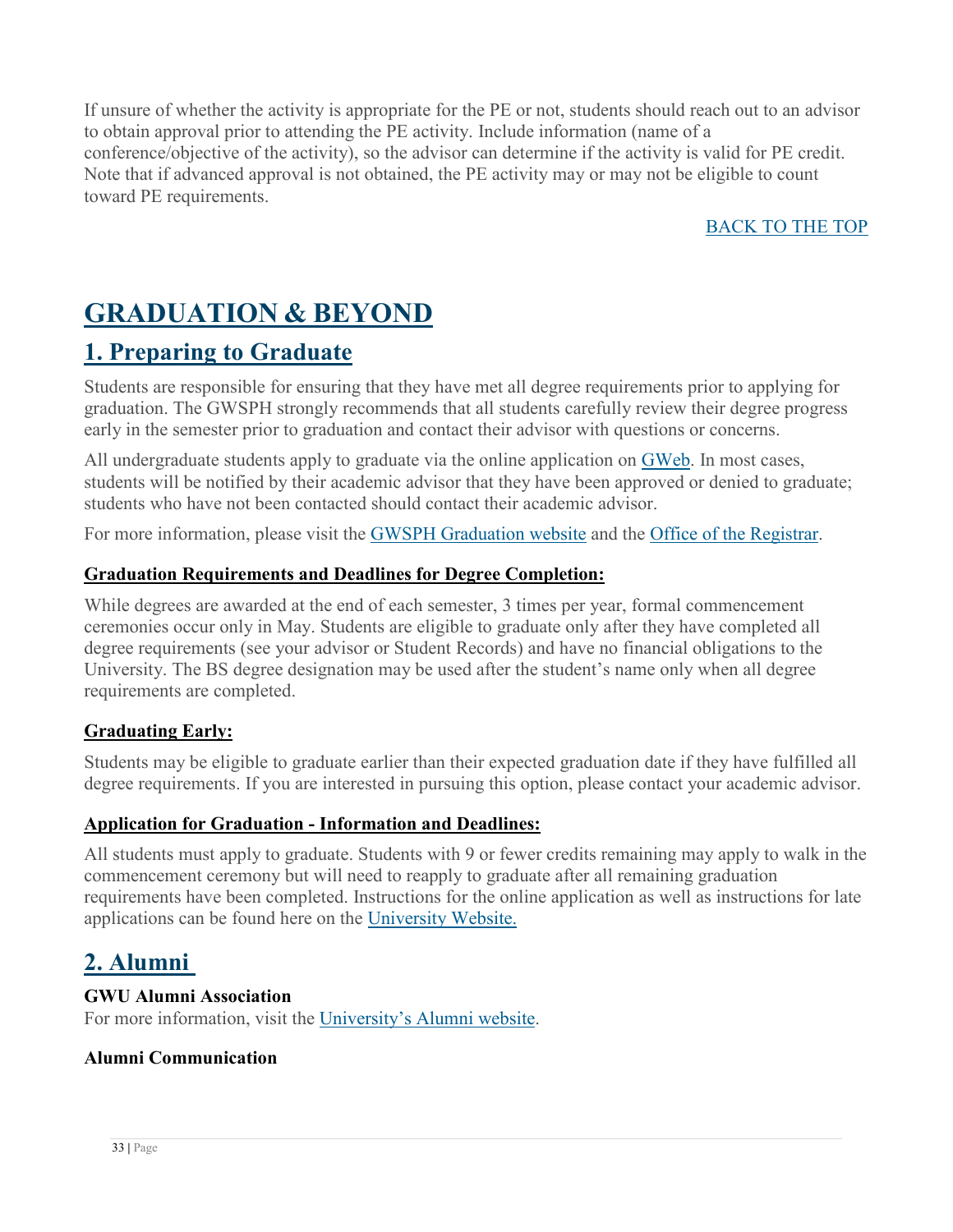If unsure of whether the activity is appropriate for the PE or not, students should reach out to an advisor to obtain approval prior to attending the PE activity. Include information (name of a conference/objective of the activity), so the advisor can determine if the activity is valid for PE credit. Note that if advanced approval is not obtained, the PE activity may or may not be eligible to count toward PE requirements.

BACK TO THE TOP

# GRADUATION & BEYOND

## 1. Preparing to Graduate

Students are responsible for ensuring that they have met all degree requirements prior to applying for graduation. The GWSPH strongly recommends that all students carefully review their degree progress early in the semester prior to graduation and contact their advisor with questions or concerns.

All undergraduate students apply to graduate via the online application on GWeb. In most cases, students will be notified by their academic advisor that they have been approved or denied to graduate; students who have not been contacted should contact their academic advisor.

For more information, please visit the GWSPH Graduation website and the Office of the Registrar.

### Graduation Requirements and Deadlines for Degree Completion:

While degrees are awarded at the end of each semester, 3 times per year, formal commencement ceremonies occur only in May. Students are eligible to graduate only after they have completed all degree requirements (see your advisor or Student Records) and have no financial obligations to the University. The BS degree designation may be used after the student's name only when all degree requirements are completed.

### Graduating Early:

Students may be eligible to graduate earlier than their expected graduation date if they have fulfilled all degree requirements. If you are interested in pursuing this option, please contact your academic advisor.

### Application for Graduation - Information and Deadlines:

All students must apply to graduate. Students with 9 or fewer credits remaining may apply to walk in the commencement ceremony but will need to reapply to graduate after all remaining graduation requirements have been completed. Instructions for the online application as well as instructions for late applications can be found here on the University Website.

## 2. Alumni

**GWU Alumni Association**
For more information, visit the University's Alumni website.

**Alumni Communication**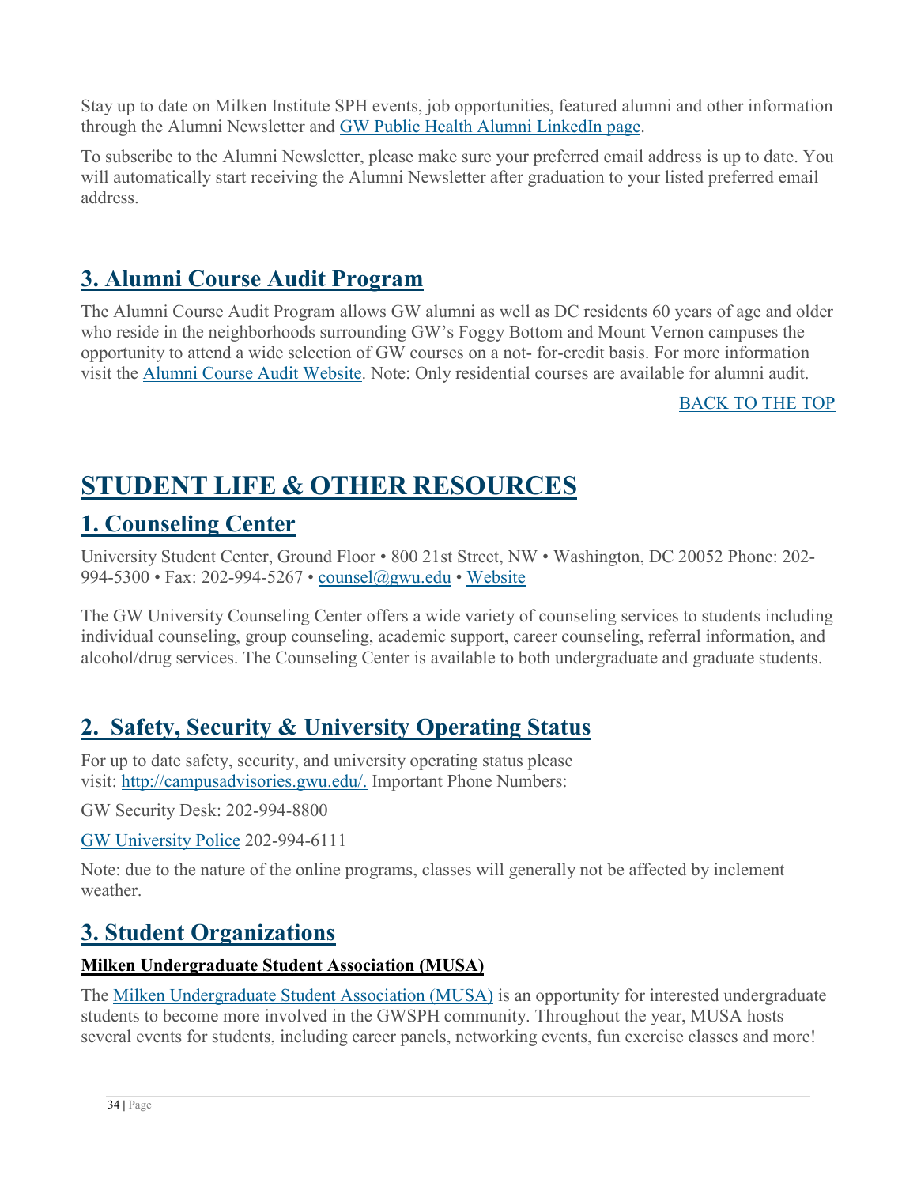Stay up to date on Milken Institute SPH events, job opportunities, featured alumni and other information through the Alumni Newsletter and GW Public Health Alumni LinkedIn page.

To subscribe to the Alumni Newsletter, please make sure your preferred email address is up to date. You will automatically start receiving the Alumni Newsletter after graduation to your listed preferred email address.

## 3. Alumni Course Audit Program

The Alumni Course Audit Program allows GW alumni as well as DC residents 60 years of age and older who reside in the neighborhoods surrounding GW's Foggy Bottom and Mount Vernon campuses the opportunity to attend a wide selection of GW courses on a not- for-credit basis. For more information visit the Alumni Course Audit Website. Note: Only residential courses are available for alumni audit.

BACK TO THE TOP

# STUDENT LIFE & OTHER RESOURCES

## 1. Counseling Center

University Student Center, Ground Floor • 800 21st Street, NW • Washington, DC 20052 Phone: 202-994-5300 • Fax: 202-994-5267 • counsel@gwu.edu • Website

The GW University Counseling Center offers a wide variety of counseling services to students including individual counseling, group counseling, academic support, career counseling, referral information, and alcohol/drug services. The Counseling Center is available to both undergraduate and graduate students.

## 2. Safety, Security & University Operating Status

For up to date safety, security, and university operating status please visit: http://campusadvisories.gwu.edu/. Important Phone Numbers:

GW Security Desk: 202-994-8800

GW University Police 202-994-6111

Note: due to the nature of the online programs, classes will generally not be affected by inclement weather.

## 3. Student Organizations

### Milken Undergraduate Student Association (MUSA)

The Milken Undergraduate Student Association (MUSA) is an opportunity for interested undergraduate students to become more involved in the GWSPH community. Throughout the year, MUSA hosts several events for students, including career panels, networking events, fun exercise classes and more!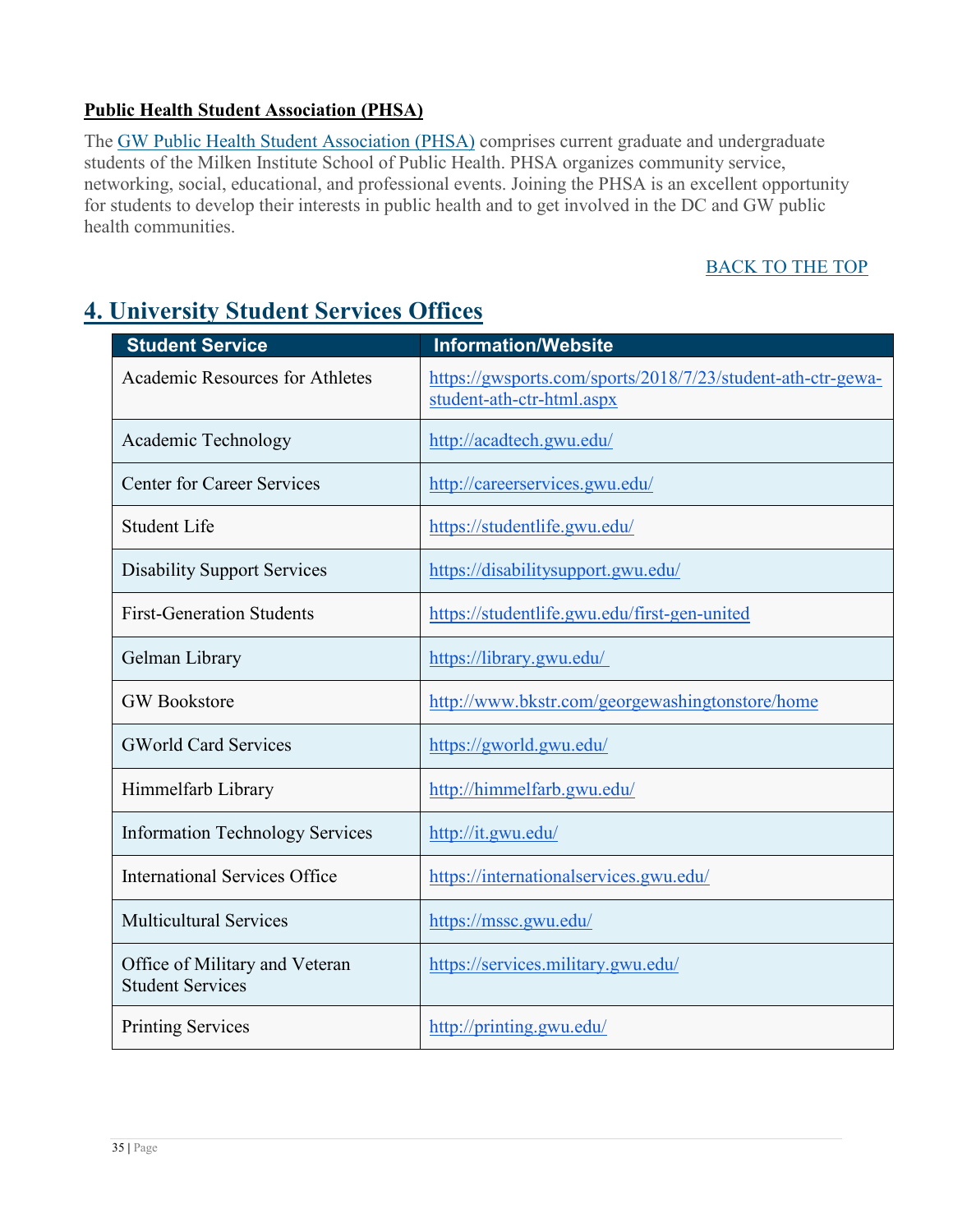**Public Health Student Association (PHSA)**

The GW Public Health Student Association (PHSA) comprises current graduate and undergraduate students of the Milken Institute School of Public Health. PHSA organizes community service, networking, social, educational, and professional events. Joining the PHSA is an excellent opportunity for students to develop their interests in public health and to get involved in the DC and GW public health communities.

BACK TO THE TOP

## 4. University Student Services Offices

| Student Service | Information/Website |
|---|---|
| Academic Resources for Athletes | https://gwsports.com/sports/2018/7/23/student-ath-ctr-gewa-student-ath-ctr-html.aspx |
| Academic Technology | http://acadtech.gwu.edu/ |
| Center for Career Services | http://careerservices.gwu.edu/ |
| Student Life | https://studentlife.gwu.edu/ |
| Disability Support Services | https://disabilitysupport.gwu.edu/ |
| First-Generation Students | https://studentlife.gwu.edu/first-gen-united |
| Gelman Library | https://library.gwu.edu/ |
| GW Bookstore | http://www.bkstr.com/georgewashingtonstore/home |
| GWorld Card Services | https://gworld.gwu.edu/ |
| Himmelfarb Library | http://himmelfarb.gwu.edu/ |
| Information Technology Services | http://it.gwu.edu/ |
| International Services Office | https://internationalservices.gwu.edu/ |
| Multicultural Services | https://mssc.gwu.edu/ |
| Office of Military and Veteran Student Services | https://services.military.gwu.edu/ |
| Printing Services | http://printing.gwu.edu/ |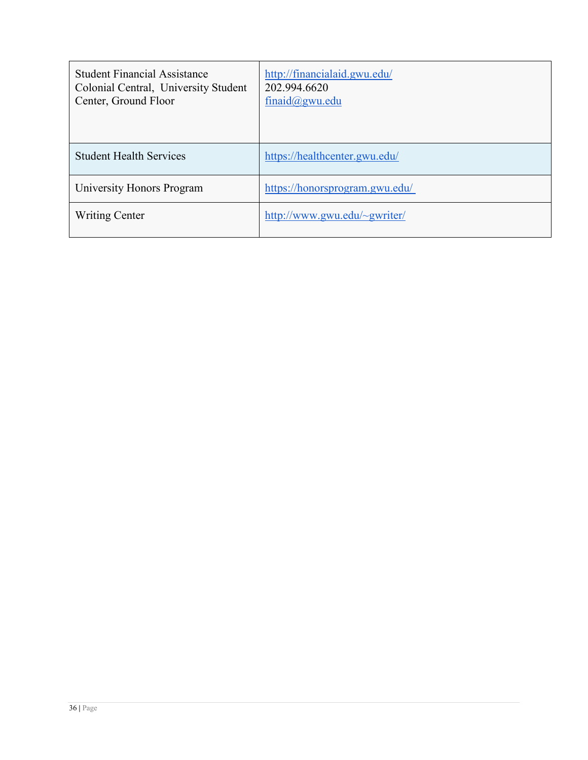| | |
|---|---|
| Student Financial Assistance<br>Colonial Central, University Student Center, Ground Floor | http://financialaid.gwu.edu/<br>202.994.6620<br>finaid@gwu.edu |
| Student Health Services | https://healthcenter.gwu.edu/ |
| University Honors Program | https://honorsprogram.gwu.edu/ |
| Writing Center | http://www.gwu.edu/~gwriter/ |